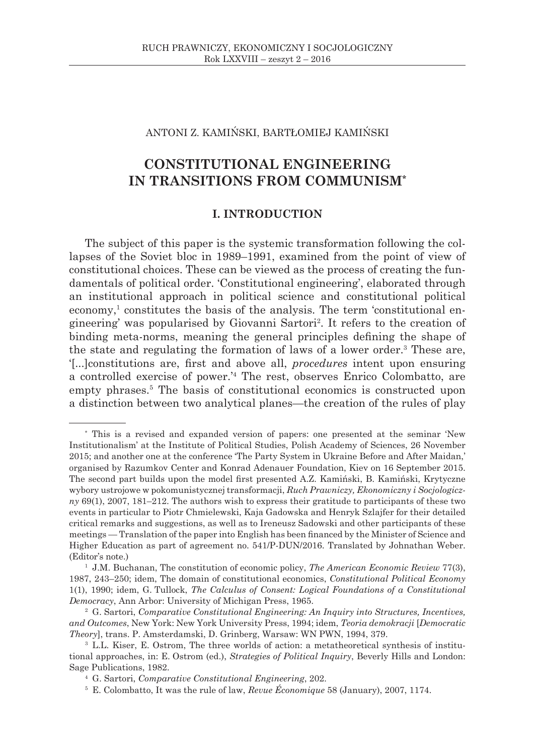ANTONI Z. KAMIŃSKI, BARTŁOMIEJ KAMIŃSKI

# CONSTITUTIONAL ENGINEERING IN TRANSITIONS FROM COMMUNISM*

## I. INTRODUCTION

The subject of this paper is the systemic transformation following the collapses of the Soviet bloc in 1989–1991, examined from the point of view of constitutional choices. These can be viewed as the process of creating the fundamentals of political order. 'Constitutional engineering', elaborated through an institutional approach in political science and constitutional political economy,[1] constitutes the basis of the analysis. The term 'constitutional engineering' was popularised by Giovanni Sartori[2]. It refers to the creation of binding meta-norms, meaning the general principles defining the shape of the state and regulating the formation of laws of a lower order.[3] These are, '[...]constitutions are, first and above all, *procedures* intent upon ensuring a controlled exercise of power.'[4] The rest, observes Enrico Colombatto, are empty phrases.[5] The basis of constitutional economics is constructed upon a distinction between two analytical planes—the creation of the rules of play

---

* This is a revised and expanded version of papers: one presented at the seminar 'New Institutionalism' at the Institute of Political Studies, Polish Academy of Sciences, 26 November 2015; and another one at the conference 'The Party System in Ukraine Before and After Maidan,' organised by Razumkov Center and Konrad Adenauer Foundation, Kiev on 16 September 2015. The second part builds upon the model first presented A.Z. Kamiński, B. Kamiński, Krytyczne wybory ustrojowe w pokomunistycznej transformacji, *Ruch Prawniczy, Ekonomiczny i Socjologiczny* 69(1), 2007, 181–212. The authors wish to express their gratitude to participants of these two events in particular to Piotr Chmielewski, Kaja Gadowska and Henryk Szlajfer for their detailed critical remarks and suggestions, as well as to Ireneusz Sadowski and other participants of these meetings — Translation of the paper into English has been financed by the Minister of Science and Higher Education as part of agreement no. 541/P-DUN/2016. Translated by Johnathan Weber. (Editor's note.)

[1] J.M. Buchanan, The constitution of economic policy, *The American Economic Review* 77(3), 1987, 243–250; idem, The domain of constitutional economics, *Constitutional Political Economy* 1(1), 1990; idem, G. Tullock, *The Calculus of Consent: Logical Foundations of a Constitutional Democracy*, Ann Arbor: University of Michigan Press, 1965.

[2] G. Sartori, *Comparative Constitutional Engineering: An Inquiry into Structures, Incentives, and Outcomes*, New York: New York University Press, 1994; idem, *Teoria demokracji* [*Democratic Theory*], trans. P. Amsterdamski, D. Grinberg, Warsaw: WN PWN, 1994, 379.

[3] L.L. Kiser, E. Ostrom, The three worlds of action: a metatheoretical synthesis of institutional approaches, in: E. Ostrom (ed.), *Strategies of Political Inquiry*, Beverly Hills and London: Sage Publications, 1982.

[4] G. Sartori, *Comparative Constitutional Engineering*, 202.

[5] E. Colombatto, It was the rule of law, *Revue Économique* 58 (January), 2007, 1174.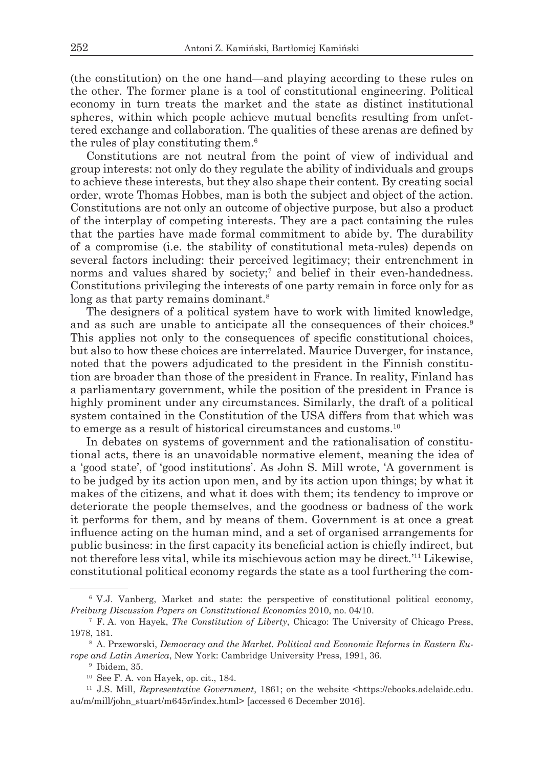(the constitution) on the one hand—and playing according to these rules on the other. The former plane is a tool of constitutional engineering. Political economy in turn treats the market and the state as distinct institutional spheres, within which people achieve mutual benefits resulting from unfettered exchange and collaboration. The qualities of these arenas are defined by the rules of play constituting them.[6]

Constitutions are not neutral from the point of view of individual and group interests: not only do they regulate the ability of individuals and groups to achieve these interests, but they also shape their content. By creating social order, wrote Thomas Hobbes, man is both the subject and object of the action. Constitutions are not only an outcome of objective purpose, but also a product of the interplay of competing interests. They are a pact containing the rules that the parties have made formal commitment to abide by. The durability of a compromise (i.e. the stability of constitutional meta-rules) depends on several factors including: their perceived legitimacy; their entrenchment in norms and values shared by society;[7] and belief in their even-handedness. Constitutions privileging the interests of one party remain in force only for as long as that party remains dominant.[8]

The designers of a political system have to work with limited knowledge, and as such are unable to anticipate all the consequences of their choices.[9] This applies not only to the consequences of specific constitutional choices, but also to how these choices are interrelated. Maurice Duverger, for instance, noted that the powers adjudicated to the president in the Finnish constitution are broader than those of the president in France. In reality, Finland has a parliamentary government, while the position of the president in France is highly prominent under any circumstances. Similarly, the draft of a political system contained in the Constitution of the USA differs from that which was to emerge as a result of historical circumstances and customs.[10]

In debates on systems of government and the rationalisation of constitutional acts, there is an unavoidable normative element, meaning the idea of a 'good state', of 'good institutions'. As John S. Mill wrote, 'A government is to be judged by its action upon men, and by its action upon things; by what it makes of the citizens, and what it does with them; its tendency to improve or deteriorate the people themselves, and the goodness or badness of the work it performs for them, and by means of them. Government is at once a great influence acting on the human mind, and a set of organised arrangements for public business: in the first capacity its beneficial action is chiefly indirect, but not therefore less vital, while its mischievous action may be direct.'[11] Likewise, constitutional political economy regards the state as a tool furthering the com-

---

[6] V.J. Vanberg, Market and state: the perspective of constitutional political economy, *Freiburg Discussion Papers on Constitutional Economics* 2010, no. 04/10.

[7] F. A. von Hayek, *The Constitution of Liberty*, Chicago: The University of Chicago Press, 1978, 181.

[8] A. Przeworski, *Democracy and the Market. Political and Economic Reforms in Eastern Europe and Latin America*, New York: Cambridge University Press, 1991, 36.

[9] Ibidem, 35.

[10] See F. A. von Hayek, op. cit., 184.

[11] J.S. Mill, *Representative Government*, 1861; on the website <https://ebooks.adelaide.edu.au/m/mill/john_stuart/m645r/index.html> [accessed 6 December 2016].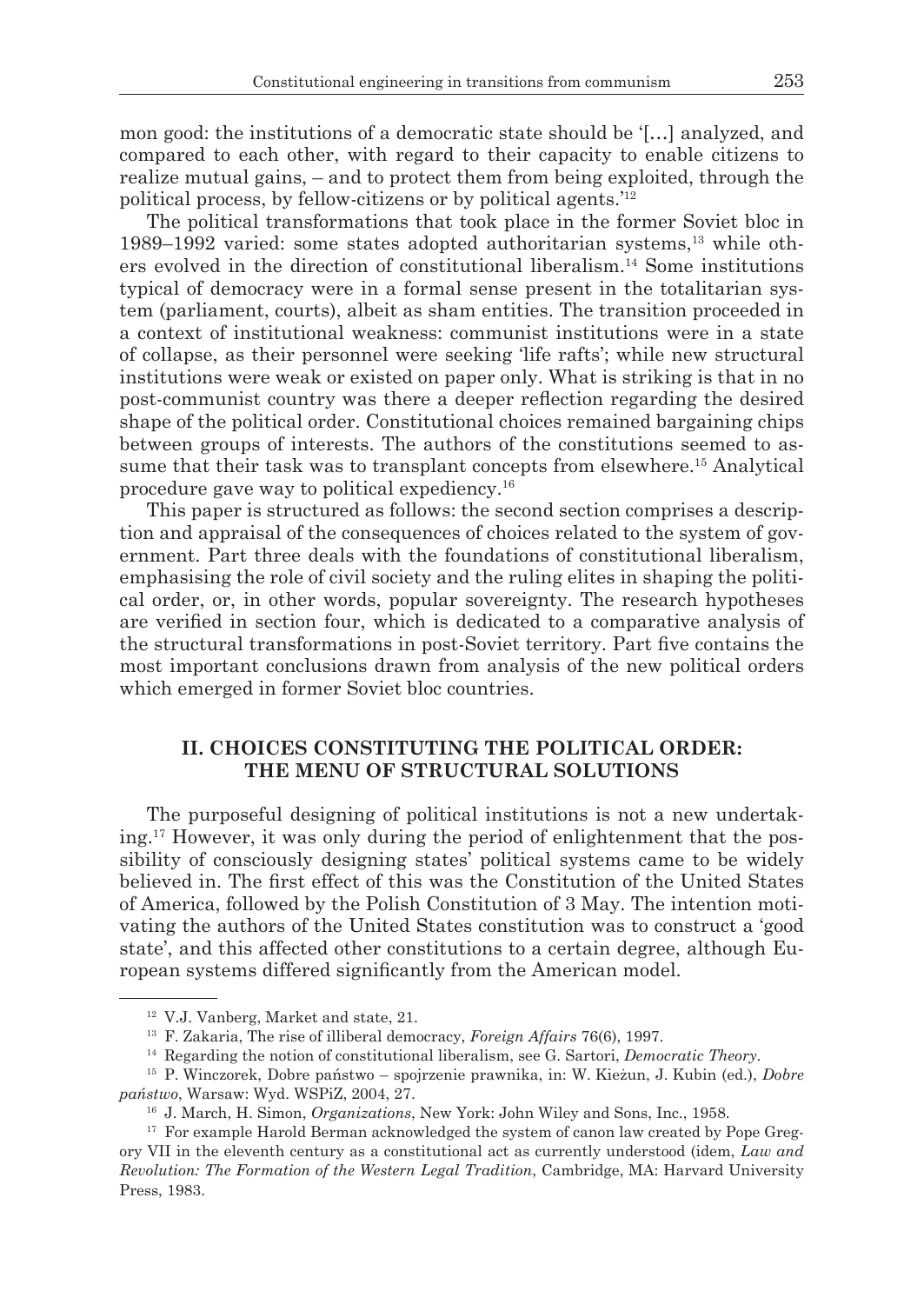mon good: the institutions of a democratic state should be '[…] analyzed, and compared to each other, with regard to their capacity to enable citizens to realize mutual gains, – and to protect them from being exploited, through the political process, by fellow-citizens or by political agents.'[12]

The political transformations that took place in the former Soviet bloc in 1989–1992 varied: some states adopted authoritarian systems,[13] while others evolved in the direction of constitutional liberalism.[14] Some institutions typical of democracy were in a formal sense present in the totalitarian system (parliament, courts), albeit as sham entities. The transition proceeded in a context of institutional weakness: communist institutions were in a state of collapse, as their personnel were seeking 'life rafts'; while new structural institutions were weak or existed on paper only. What is striking is that in no post-communist country was there a deeper reflection regarding the desired shape of the political order. Constitutional choices remained bargaining chips between groups of interests. The authors of the constitutions seemed to assume that their task was to transplant concepts from elsewhere.[15] Analytical procedure gave way to political expediency.[16]

This paper is structured as follows: the second section comprises a description and appraisal of the consequences of choices related to the system of government. Part three deals with the foundations of constitutional liberalism, emphasising the role of civil society and the ruling elites in shaping the political order, or, in other words, popular sovereignty. The research hypotheses are verified in section four, which is dedicated to a comparative analysis of the structural transformations in post-Soviet territory. Part five contains the most important conclusions drawn from analysis of the new political orders which emerged in former Soviet bloc countries.

## II. CHOICES CONSTITUTING THE POLITICAL ORDER: THE MENU OF STRUCTURAL SOLUTIONS

The purposeful designing of political institutions is not a new undertaking.[17] However, it was only during the period of enlightenment that the possibility of consciously designing states' political systems came to be widely believed in. The first effect of this was the Constitution of the United States of America, followed by the Polish Constitution of 3 May. The intention motivating the authors of the United States constitution was to construct a 'good state', and this affected other constitutions to a certain degree, although European systems differed significantly from the American model.

---

[12] V.J. Vanberg, Market and state, 21.

[13] F. Zakaria, The rise of illiberal democracy, *Foreign Affairs* 76(6), 1997.

[14] Regarding the notion of constitutional liberalism, see G. Sartori, *Democratic Theory*.

[15] P. Winczorek, Dobre państwo – spojrzenie prawnika, in: W. Kieżun, J. Kubin (ed.), *Dobre państwo*, Warsaw: Wyd. WSPiZ, 2004, 27.

[16] J. March, H. Simon, *Organizations*, New York: John Wiley and Sons, Inc., 1958.

[17] For example Harold Berman acknowledged the system of canon law created by Pope Gregory VII in the eleventh century as a constitutional act as currently understood (idem, *Law and Revolution: The Formation of the Western Legal Tradition*, Cambridge, MA: Harvard University Press, 1983.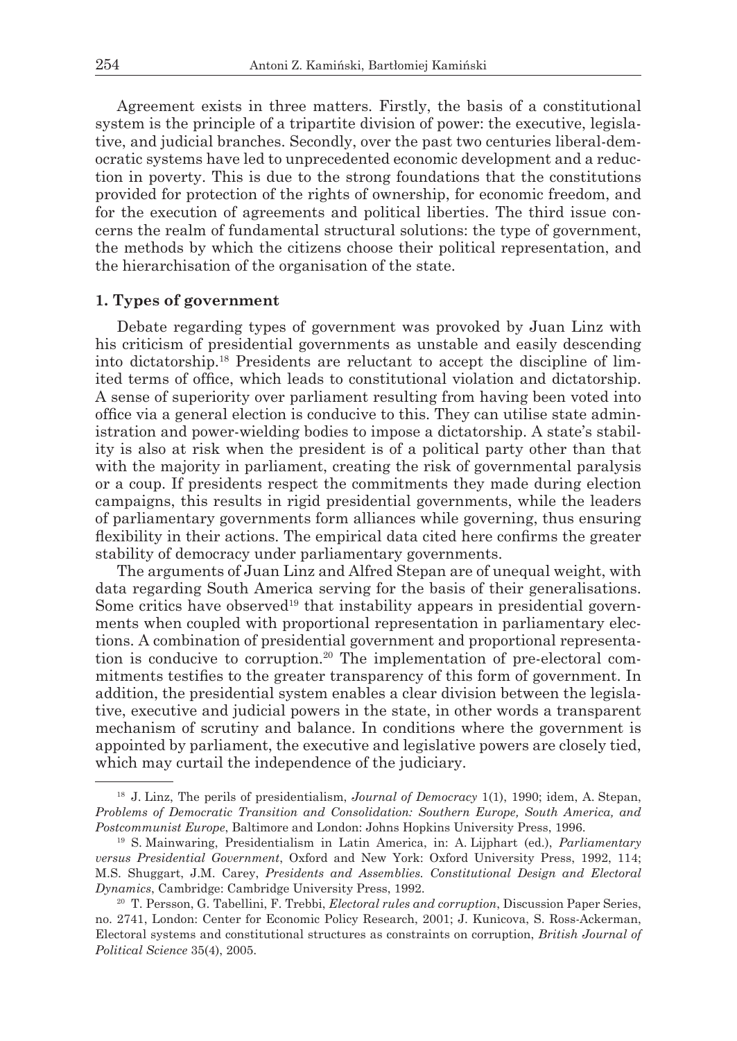Agreement exists in three matters. Firstly, the basis of a constitutional system is the principle of a tripartite division of power: the executive, legislative, and judicial branches. Secondly, over the past two centuries liberal-democratic systems have led to unprecedented economic development and a reduction in poverty. This is due to the strong foundations that the constitutions provided for protection of the rights of ownership, for economic freedom, and for the execution of agreements and political liberties. The third issue concerns the realm of fundamental structural solutions: the type of government, the methods by which the citizens choose their political representation, and the hierarchisation of the organisation of the state.

### 1. Types of government

Debate regarding types of government was provoked by Juan Linz with his criticism of presidential governments as unstable and easily descending into dictatorship.[18] Presidents are reluctant to accept the discipline of limited terms of office, which leads to constitutional violation and dictatorship. A sense of superiority over parliament resulting from having been voted into office via a general election is conducive to this. They can utilise state administration and power-wielding bodies to impose a dictatorship. A state's stability is also at risk when the president is of a political party other than that with the majority in parliament, creating the risk of governmental paralysis or a coup. If presidents respect the commitments they made during election campaigns, this results in rigid presidential governments, while the leaders of parliamentary governments form alliances while governing, thus ensuring flexibility in their actions. The empirical data cited here confirms the greater stability of democracy under parliamentary governments.

The arguments of Juan Linz and Alfred Stepan are of unequal weight, with data regarding South America serving for the basis of their generalisations. Some critics have observed[19] that instability appears in presidential governments when coupled with proportional representation in parliamentary elections. A combination of presidential government and proportional representation is conducive to corruption.[20] The implementation of pre-electoral commitments testifies to the greater transparency of this form of government. In addition, the presidential system enables a clear division between the legislative, executive and judicial powers in the state, in other words a transparent mechanism of scrutiny and balance. In conditions where the government is appointed by parliament, the executive and legislative powers are closely tied, which may curtail the independence of the judiciary.

---

[18] J. Linz, The perils of presidentialism, *Journal of Democracy* 1(1), 1990; idem, A. Stepan, *Problems of Democratic Transition and Consolidation: Southern Europe, South America, and Postcommunist Europe*, Baltimore and London: Johns Hopkins University Press, 1996.

[19] S. Mainwaring, Presidentialism in Latin America, in: A. Lijphart (ed.), *Parliamentary versus Presidential Government*, Oxford and New York: Oxford University Press, 1992, 114; M.S. Shuggart, J.M. Carey, *Presidents and Assemblies. Constitutional Design and Electoral Dynamics*, Cambridge: Cambridge University Press, 1992.

[20] T. Persson, G. Tabellini, F. Trebbi, *Electoral rules and corruption*, Discussion Paper Series, no. 2741, London: Center for Economic Policy Research, 2001; J. Kunicova, S. Ross-Ackerman, Electoral systems and constitutional structures as constraints on corruption, *British Journal of Political Science* 35(4), 2005.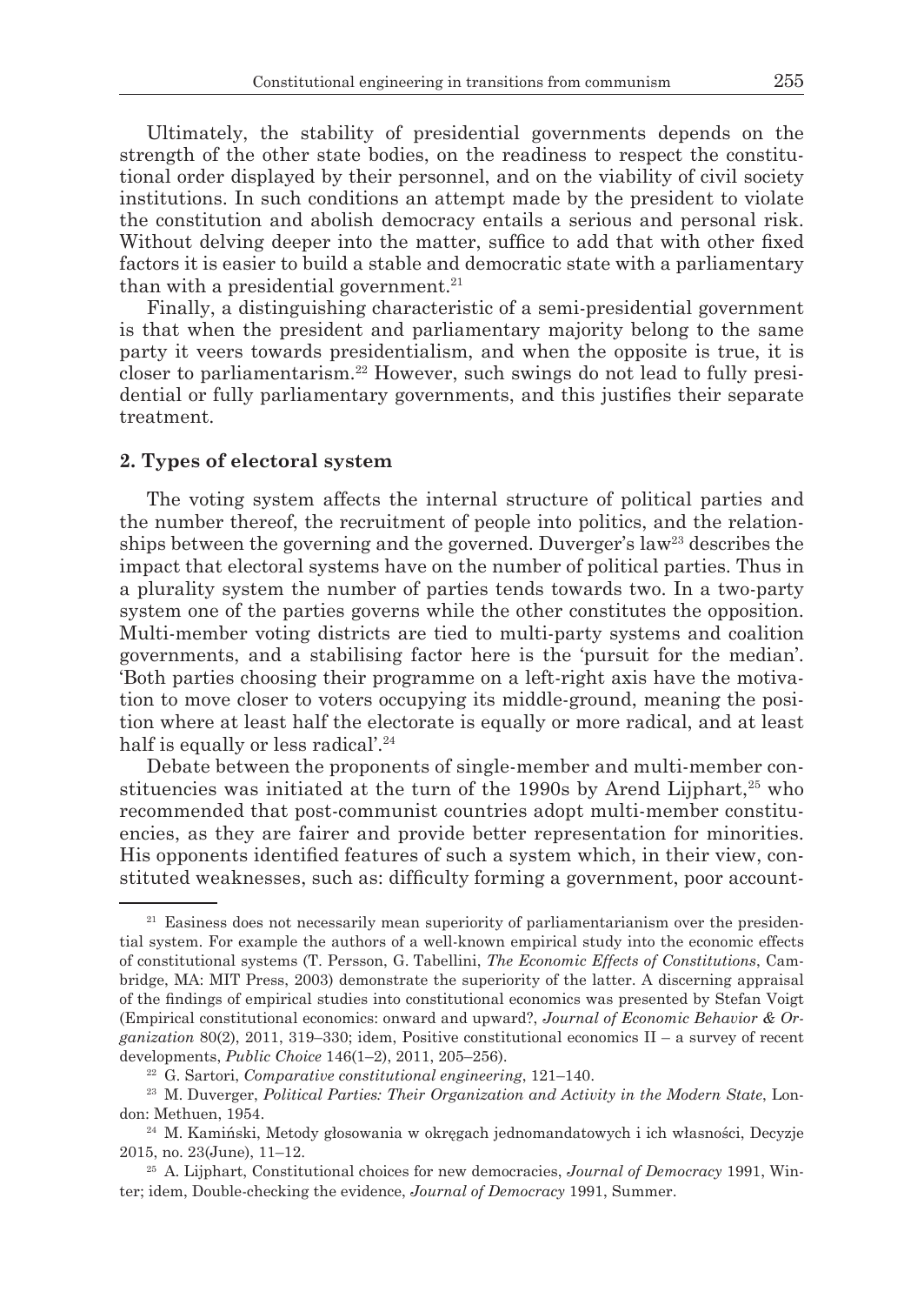Ultimately, the stability of presidential governments depends on the strength of the other state bodies, on the readiness to respect the constitutional order displayed by their personnel, and on the viability of civil society institutions. In such conditions an attempt made by the president to violate the constitution and abolish democracy entails a serious and personal risk. Without delving deeper into the matter, suffice to add that with other fixed factors it is easier to build a stable and democratic state with a parliamentary than with a presidential government.[21]

Finally, a distinguishing characteristic of a semi-presidential government is that when the president and parliamentary majority belong to the same party it veers towards presidentialism, and when the opposite is true, it is closer to parliamentarism.[22] However, such swings do not lead to fully presidential or fully parliamentary governments, and this justifies their separate treatment.

## 2. Types of electoral system

The voting system affects the internal structure of political parties and the number thereof, the recruitment of people into politics, and the relationships between the governing and the governed. Duverger's law[23] describes the impact that electoral systems have on the number of political parties. Thus in a plurality system the number of parties tends towards two. In a two-party system one of the parties governs while the other constitutes the opposition. Multi-member voting districts are tied to multi-party systems and coalition governments, and a stabilising factor here is the 'pursuit for the median'. 'Both parties choosing their programme on a left-right axis have the motivation to move closer to voters occupying its middle-ground, meaning the position where at least half the electorate is equally or more radical, and at least half is equally or less radical'.[24]

Debate between the proponents of single-member and multi-member constituencies was initiated at the turn of the 1990s by Arend Lijphart,[25] who recommended that post-communist countries adopt multi-member constituencies, as they are fairer and provide better representation for minorities. His opponents identified features of such a system which, in their view, constituted weaknesses, such as: difficulty forming a government, poor account-

---

[21] Easiness does not necessarily mean superiority of parliamentarianism over the presidential system. For example the authors of a well-known empirical study into the economic effects of constitutional systems (T. Persson, G. Tabellini, *The Economic Effects of Constitutions*, Cambridge, MA: MIT Press, 2003) demonstrate the superiority of the latter. A discerning appraisal of the findings of empirical studies into constitutional economics was presented by Stefan Voigt (Empirical constitutional economics: onward and upward?, *Journal of Economic Behavior & Organization* 80(2), 2011, 319–330; idem, Positive constitutional economics II – a survey of recent developments, *Public Choice* 146(1–2), 2011, 205–256).

[22] G. Sartori, *Comparative constitutional engineering*, 121–140.

[23] M. Duverger, *Political Parties: Their Organization and Activity in the Modern State*, London: Methuen, 1954.

[24] M. Kamiński, Metody głosowania w okręgach jednomandatowych i ich własności, Decyzje 2015, no. 23(June), 11–12.

[25] A. Lijphart, Constitutional choices for new democracies, *Journal of Democracy* 1991, Winter; idem, Double-checking the evidence, *Journal of Democracy* 1991, Summer.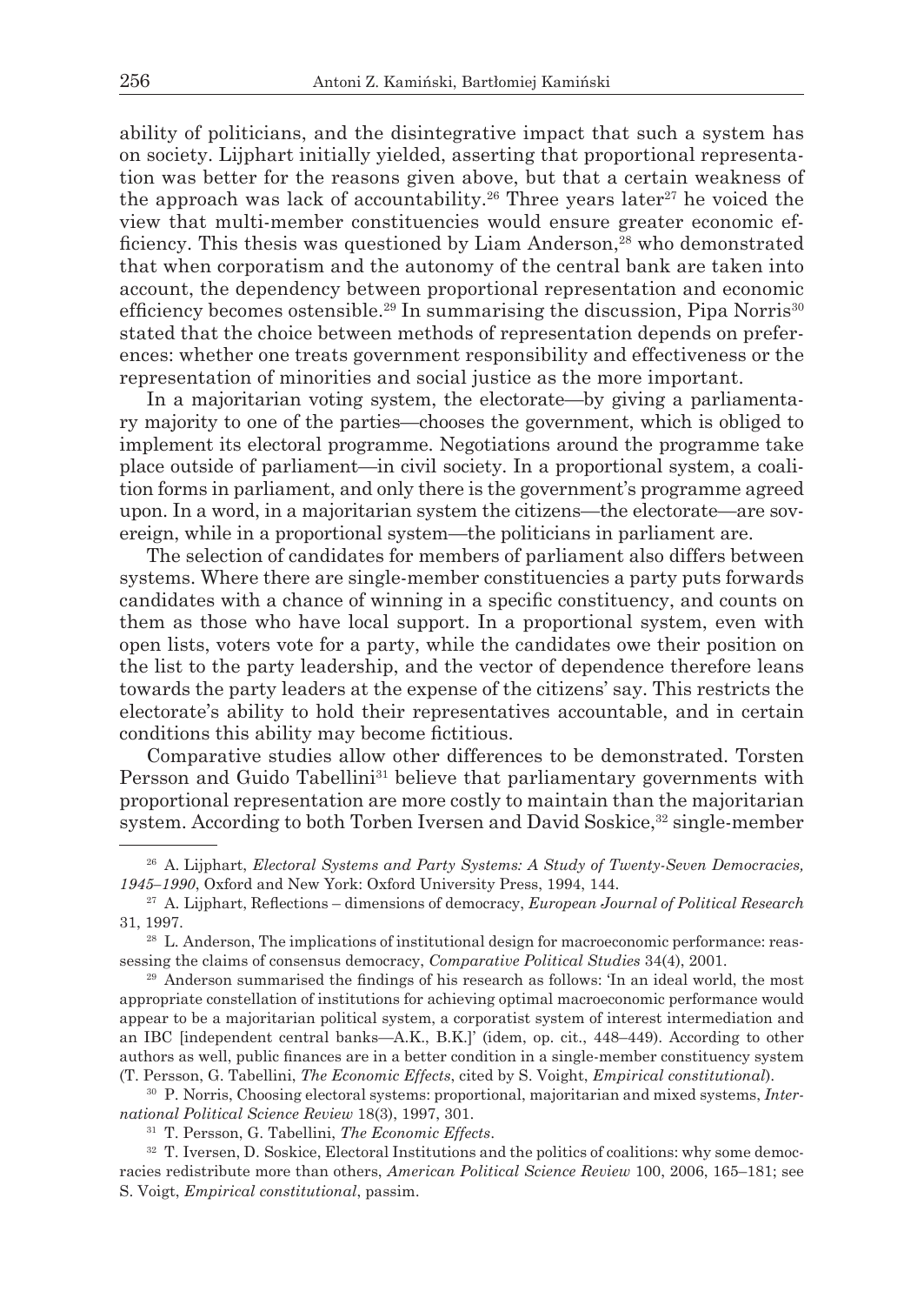ability of politicians, and the disintegrative impact that such a system has on society. Lijphart initially yielded, asserting that proportional representation was better for the reasons given above, but that a certain weakness of the approach was lack of accountability.[26] Three years later[27] he voiced the view that multi-member constituencies would ensure greater economic efficiency. This thesis was questioned by Liam Anderson,[28] who demonstrated that when corporatism and the autonomy of the central bank are taken into account, the dependency between proportional representation and economic efficiency becomes ostensible.[29] In summarising the discussion, Pipa Norris[30] stated that the choice between methods of representation depends on preferences: whether one treats government responsibility and effectiveness or the representation of minorities and social justice as the more important.

In a majoritarian voting system, the electorate—by giving a parliamentary majority to one of the parties—chooses the government, which is obliged to implement its electoral programme. Negotiations around the programme take place outside of parliament—in civil society. In a proportional system, a coalition forms in parliament, and only there is the government's programme agreed upon. In a word, in a majoritarian system the citizens—the electorate—are sovereign, while in a proportional system—the politicians in parliament are.

The selection of candidates for members of parliament also differs between systems. Where there are single-member constituencies a party puts forwards candidates with a chance of winning in a specific constituency, and counts on them as those who have local support. In a proportional system, even with open lists, voters vote for a party, while the candidates owe their position on the list to the party leadership, and the vector of dependence therefore leans towards the party leaders at the expense of the citizens' say. This restricts the electorate's ability to hold their representatives accountable, and in certain conditions this ability may become fictitious.

Comparative studies allow other differences to be demonstrated. Torsten Persson and Guido Tabellini[31] believe that parliamentary governments with proportional representation are more costly to maintain than the majoritarian system. According to both Torben Iversen and David Soskice,[32] single-member

---

[26] A. Lijphart, *Electoral Systems and Party Systems: A Study of Twenty-Seven Democracies, 1945–1990*, Oxford and New York: Oxford University Press, 1994, 144.

[27] A. Lijphart, Reflections – dimensions of democracy, *European Journal of Political Research* 31, 1997.

[28] L. Anderson, The implications of institutional design for macroeconomic performance: reassessing the claims of consensus democracy, *Comparative Political Studies* 34(4), 2001.

[29] Anderson summarised the findings of his research as follows: 'In an ideal world, the most appropriate constellation of institutions for achieving optimal macroeconomic performance would appear to be a majoritarian political system, a corporatist system of interest intermediation and an IBC [independent central banks—A.K., B.K.]' (idem, op. cit., 448–449). According to other authors as well, public finances are in a better condition in a single-member constituency system (T. Persson, G. Tabellini, *The Economic Effects*, cited by S. Voight, *Empirical constitutional*).

[30] P. Norris, Choosing electoral systems: proportional, majoritarian and mixed systems, *International Political Science Review* 18(3), 1997, 301.

[31] T. Persson, G. Tabellini, *The Economic Effects*.

[32] T. Iversen, D. Soskice, Electoral Institutions and the politics of coalitions: why some democracies redistribute more than others, *American Political Science Review* 100, 2006, 165–181; see S. Voigt, *Empirical constitutional*, passim.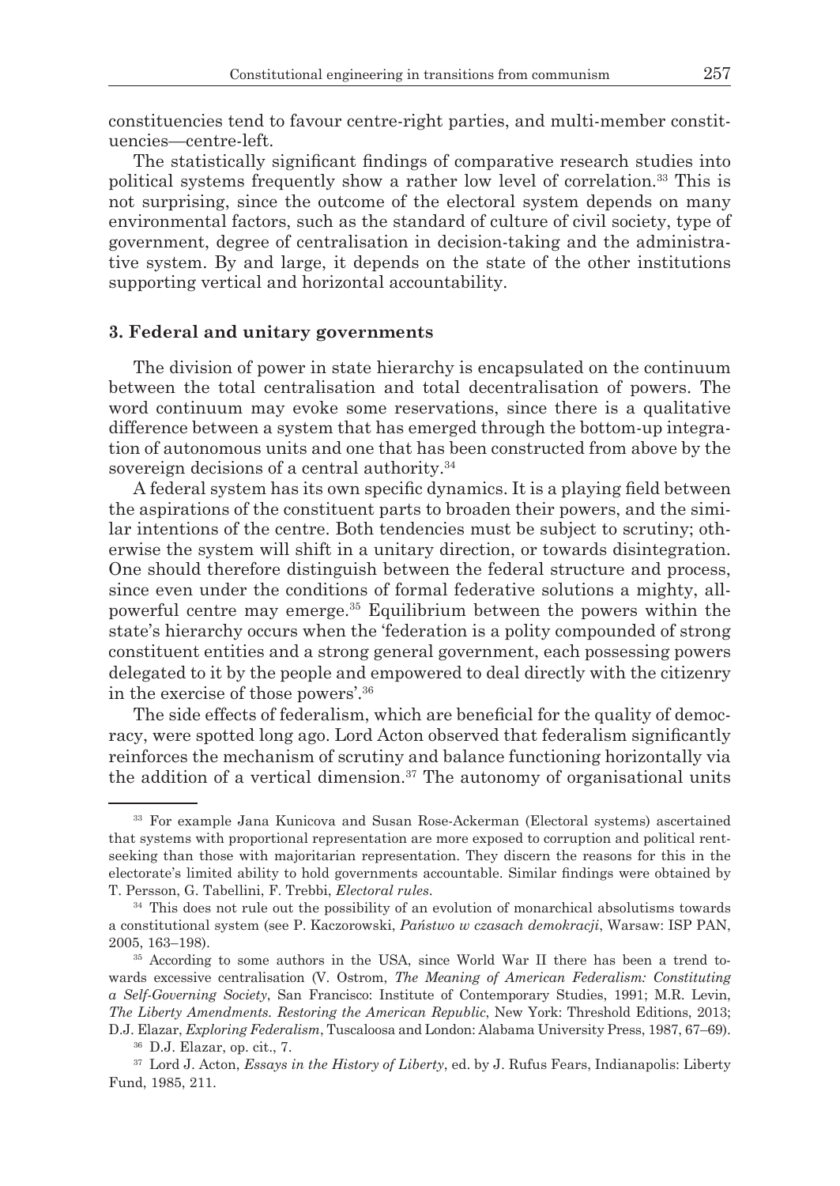constituencies tend to favour centre-right parties, and multi-member constituencies—centre-left.

The statistically significant findings of comparative research studies into political systems frequently show a rather low level of correlation.[33] This is not surprising, since the outcome of the electoral system depends on many environmental factors, such as the standard of culture of civil society, type of government, degree of centralisation in decision-taking and the administrative system. By and large, it depends on the state of the other institutions supporting vertical and horizontal accountability.

### 3. Federal and unitary governments

The division of power in state hierarchy is encapsulated on the continuum between the total centralisation and total decentralisation of powers. The word continuum may evoke some reservations, since there is a qualitative difference between a system that has emerged through the bottom-up integration of autonomous units and one that has been constructed from above by the sovereign decisions of a central authority.[34]

A federal system has its own specific dynamics. It is a playing field between the aspirations of the constituent parts to broaden their powers, and the similar intentions of the centre. Both tendencies must be subject to scrutiny; otherwise the system will shift in a unitary direction, or towards disintegration. One should therefore distinguish between the federal structure and process, since even under the conditions of formal federative solutions a mighty, all-powerful centre may emerge.[35] Equilibrium between the powers within the state's hierarchy occurs when the 'federation is a polity compounded of strong constituent entities and a strong general government, each possessing powers delegated to it by the people and empowered to deal directly with the citizenry in the exercise of those powers'.[36]

The side effects of federalism, which are beneficial for the quality of democracy, were spotted long ago. Lord Acton observed that federalism significantly reinforces the mechanism of scrutiny and balance functioning horizontally via the addition of a vertical dimension.[37] The autonomy of organisational units

---

[33] For example Jana Kunicova and Susan Rose-Ackerman (Electoral systems) ascertained that systems with proportional representation are more exposed to corruption and political rent-seeking than those with majoritarian representation. They discern the reasons for this in the electorate's limited ability to hold governments accountable. Similar findings were obtained by T. Persson, G. Tabellini, F. Trebbi, *Electoral rules*.

[34] This does not rule out the possibility of an evolution of monarchical absolutisms towards a constitutional system (see P. Kaczorowski, *Państwo w czasach demokracji*, Warsaw: ISP PAN, 2005, 163–198).

[35] According to some authors in the USA, since World War II there has been a trend towards excessive centralisation (V. Ostrom, *The Meaning of American Federalism: Constituting a Self-Governing Society*, San Francisco: Institute of Contemporary Studies, 1991; M.R. Levin, *The Liberty Amendments. Restoring the American Republic*, New York: Threshold Editions, 2013; D.J. Elazar, *Exploring Federalism*, Tuscaloosa and London: Alabama University Press, 1987, 67–69).

[36] D.J. Elazar, op. cit., 7.

[37] Lord J. Acton, *Essays in the History of Liberty*, ed. by J. Rufus Fears, Indianapolis: Liberty Fund, 1985, 211.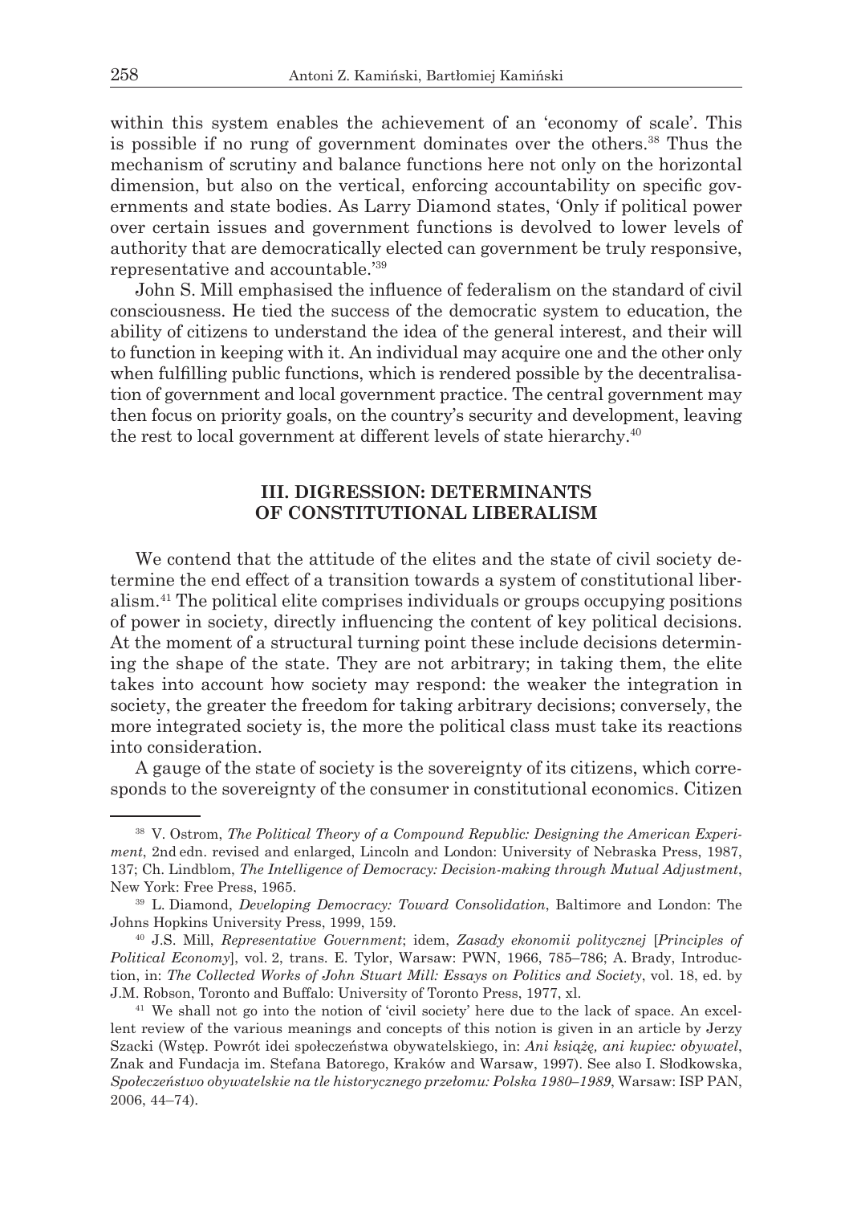within this system enables the achievement of an 'economy of scale'. This is possible if no rung of government dominates over the others.[38] Thus the mechanism of scrutiny and balance functions here not only on the horizontal dimension, but also on the vertical, enforcing accountability on specific governments and state bodies. As Larry Diamond states, 'Only if political power over certain issues and government functions is devolved to lower levels of authority that are democratically elected can government be truly responsive, representative and accountable.'[39]

John S. Mill emphasised the influence of federalism on the standard of civil consciousness. He tied the success of the democratic system to education, the ability of citizens to understand the idea of the general interest, and their will to function in keeping with it. An individual may acquire one and the other only when fulfilling public functions, which is rendered possible by the decentralisation of government and local government practice. The central government may then focus on priority goals, on the country's security and development, leaving the rest to local government at different levels of state hierarchy.[40]

## III. DIGRESSION: DETERMINANTS OF CONSTITUTIONAL LIBERALISM

We contend that the attitude of the elites and the state of civil society determine the end effect of a transition towards a system of constitutional liberalism.[41] The political elite comprises individuals or groups occupying positions of power in society, directly influencing the content of key political decisions. At the moment of a structural turning point these include decisions determining the shape of the state. They are not arbitrary; in taking them, the elite takes into account how society may respond: the weaker the integration in society, the greater the freedom for taking arbitrary decisions; conversely, the more integrated society is, the more the political class must take its reactions into consideration.

A gauge of the state of society is the sovereignty of its citizens, which corresponds to the sovereignty of the consumer in constitutional economics. Citizen

---

[38] V. Ostrom, *The Political Theory of a Compound Republic: Designing the American Experiment*, 2nd edn. revised and enlarged, Lincoln and London: University of Nebraska Press, 1987, 137; Ch. Lindblom, *The Intelligence of Democracy: Decision-making through Mutual Adjustment*, New York: Free Press, 1965.

[39] L. Diamond, *Developing Democracy: Toward Consolidation*, Baltimore and London: The Johns Hopkins University Press, 1999, 159.

[40] J.S. Mill, *Representative Government*; idem, *Zasady ekonomii politycznej* [*Principles of Political Economy*], vol. 2, trans. E. Tylor, Warsaw: PWN, 1966, 785–786; A. Brady, Introduction, in: *The Collected Works of John Stuart Mill: Essays on Politics and Society*, vol. 18, ed. by J.M. Robson, Toronto and Buffalo: University of Toronto Press, 1977, xl.

[41] We shall not go into the notion of 'civil society' here due to the lack of space. An excellent review of the various meanings and concepts of this notion is given in an article by Jerzy Szacki (Wstęp. Powrót idei społeczeństwa obywatelskiego, in: *Ani książę, ani kupiec: obywatel*, Znak and Fundacja im. Stefana Batorego, Kraków and Warsaw, 1997). See also I. Słodkowska, *Społeczeństwo obywatelskie na tle historycznego przełomu: Polska 1980–1989*, Warsaw: ISP PAN, 2006, 44–74).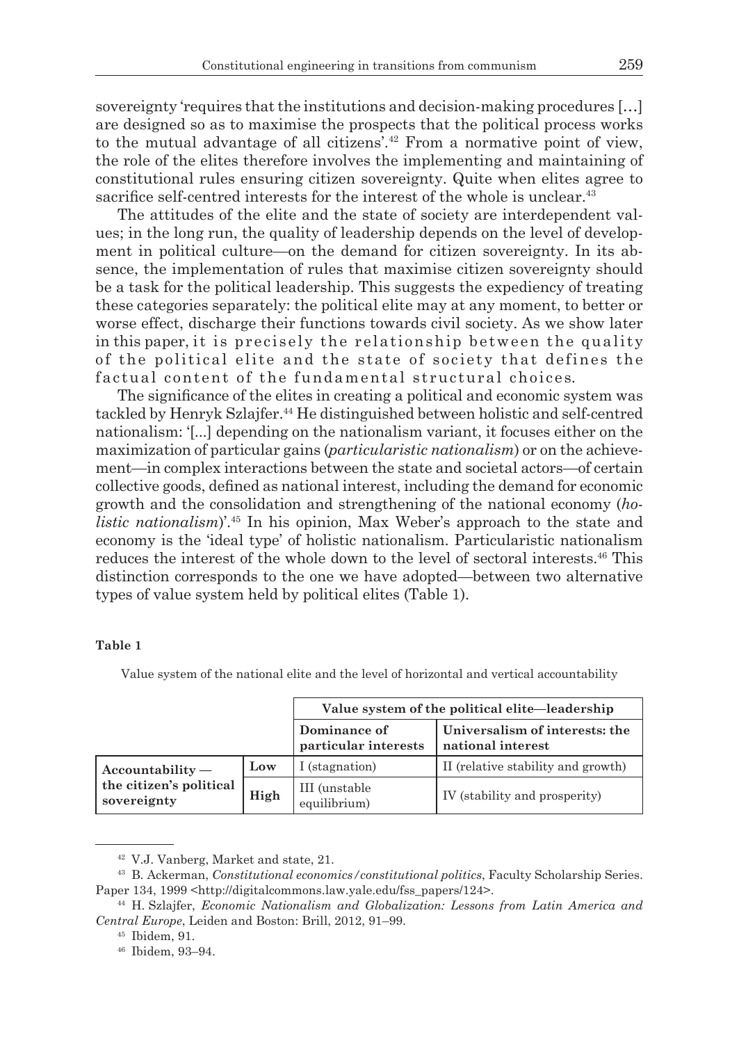sovereignty 'requires that the institutions and decision-making procedures [...] are designed so as to maximise the prospects that the political process works to the mutual advantage of all citizens'.[42] From a normative point of view, the role of the elites therefore involves the implementing and maintaining of constitutional rules ensuring citizen sovereignty. Quite when elites agree to sacrifice self-centred interests for the interest of the whole is unclear.[43]

The attitudes of the elite and the state of society are interdependent values; in the long run, the quality of leadership depends on the level of development in political culture—on the demand for citizen sovereignty. In its absence, the implementation of rules that maximise citizen sovereignty should be a task for the political leadership. This suggests the expediency of treating these categories separately: the political elite may at any moment, to better or worse effect, discharge their functions towards civil society. As we show later in this paper, it is precisely the relationship between the quality of the political elite and the state of society that defines the factual content of the fundamental structural choices.

The significance of the elites in creating a political and economic system was tackled by Henryk Szlajfer.[44] He distinguished between holistic and self-centred nationalism: '[...] depending on the nationalism variant, it focuses either on the maximization of particular gains (*particularistic nationalism*) or on the achievement—in complex interactions between the state and societal actors—of certain collective goods, defined as national interest, including the demand for economic growth and the consolidation and strengthening of the national economy (*holistic nationalism*)'.[45] In his opinion, Max Weber's approach to the state and economy is the 'ideal type' of holistic nationalism. Particularistic nationalism reduces the interest of the whole down to the level of sectoral interests.[46] This distinction corresponds to the one we have adopted—between two alternative types of value system held by political elites (Table 1).

**Table 1**

Value system of the national elite and the level of horizontal and vertical accountability

| | | **Value system of the political elite—leadership** | |
|---|---|---|---|
| | | **Dominance of particular interests** | **Universalism of interests: the national interest** |
| **Accountability — the citizen's political sovereignty** | **Low** | I (stagnation) | II (relative stability and growth) |
| | **High** | III (unstable equilibrium) | IV (stability and prosperity) |

---

[42] V.J. Vanberg, Market and state, 21.

[43] B. Ackerman, *Constitutional economics/constitutional politics*, Faculty Scholarship Series. Paper 134, 1999 <http://digitalcommons.law.yale.edu/fss_papers/124>.

[44] H. Szlajfer, *Economic Nationalism and Globalization: Lessons from Latin America and Central Europe*, Leiden and Boston: Brill, 2012, 91–99.

[45] Ibidem, 91.

[46] Ibidem, 93–94.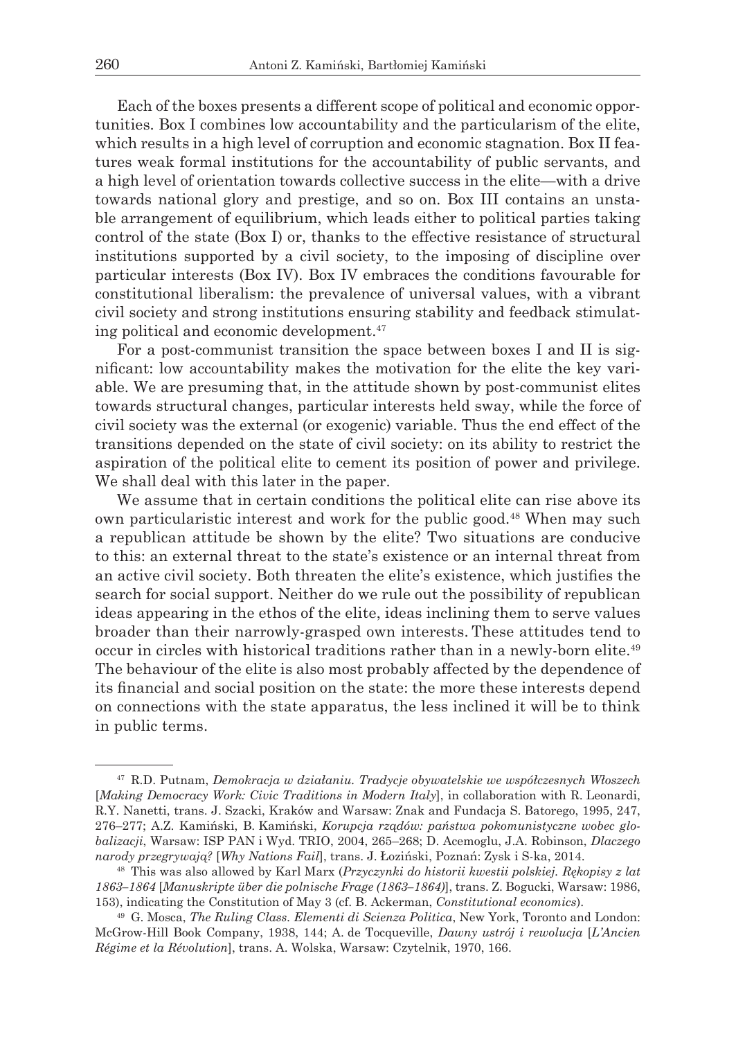Each of the boxes presents a different scope of political and economic opportunities. Box I combines low accountability and the particularism of the elite, which results in a high level of corruption and economic stagnation. Box II features weak formal institutions for the accountability of public servants, and a high level of orientation towards collective success in the elite—with a drive towards national glory and prestige, and so on. Box III contains an unstable arrangement of equilibrium, which leads either to political parties taking control of the state (Box I) or, thanks to the effective resistance of structural institutions supported by a civil society, to the imposing of discipline over particular interests (Box IV). Box IV embraces the conditions favourable for constitutional liberalism: the prevalence of universal values, with a vibrant civil society and strong institutions ensuring stability and feedback stimulating political and economic development.[47]

For a post-communist transition the space between boxes I and II is significant: low accountability makes the motivation for the elite the key variable. We are presuming that, in the attitude shown by post-communist elites towards structural changes, particular interests held sway, while the force of civil society was the external (or exogenic) variable. Thus the end effect of the transitions depended on the state of civil society: on its ability to restrict the aspiration of the political elite to cement its position of power and privilege. We shall deal with this later in the paper.

We assume that in certain conditions the political elite can rise above its own particularistic interest and work for the public good.[48] When may such a republican attitude be shown by the elite? Two situations are conducive to this: an external threat to the state's existence or an internal threat from an active civil society. Both threaten the elite's existence, which justifies the search for social support. Neither do we rule out the possibility of republican ideas appearing in the ethos of the elite, ideas inclining them to serve values broader than their narrowly-grasped own interests. These attitudes tend to occur in circles with historical traditions rather than in a newly-born elite.[49] The behaviour of the elite is also most probably affected by the dependence of its financial and social position on the state: the more these interests depend on connections with the state apparatus, the less inclined it will be to think in public terms.

---

[47] R.D. Putnam, *Demokracja w działaniu. Tradycje obywatelskie we współczesnych Włoszech* [*Making Democracy Work: Civic Traditions in Modern Italy*], in collaboration with R. Leonardi, R.Y. Nanetti, trans. J. Szacki, Kraków and Warsaw: Znak and Fundacja S. Batorego, 1995, 247, 276–277; A.Z. Kamiński, B. Kamiński, *Korupcja rządów: państwa pokomunistyczne wobec globalizacji*, Warsaw: ISP PAN i Wyd. TRIO, 2004, 265–268; D. Acemoglu, J.A. Robinson, *Dlaczego narody przegrywają?* [*Why Nations Fail*], trans. J. Łoziński, Poznań: Zysk i S-ka, 2014.

[48] This was also allowed by Karl Marx (*Przyczynki do historii kwestii polskiej. Rękopisy z lat 1863–1864* [*Manuskripte über die polnische Frage (1863–1864)*], trans. Z. Bogucki, Warsaw: 1986, 153), indicating the Constitution of May 3 (cf. B. Ackerman, *Constitutional economics*).

[49] G. Mosca, *The Ruling Class. Elementi di Scienza Politica*, New York, Toronto and London: McGrow-Hill Book Company, 1938, 144; A. de Tocqueville, *Dawny ustrój i rewolucja* [*L'Ancien Régime et la Révolution*], trans. A. Wolska, Warsaw: Czytelnik, 1970, 166.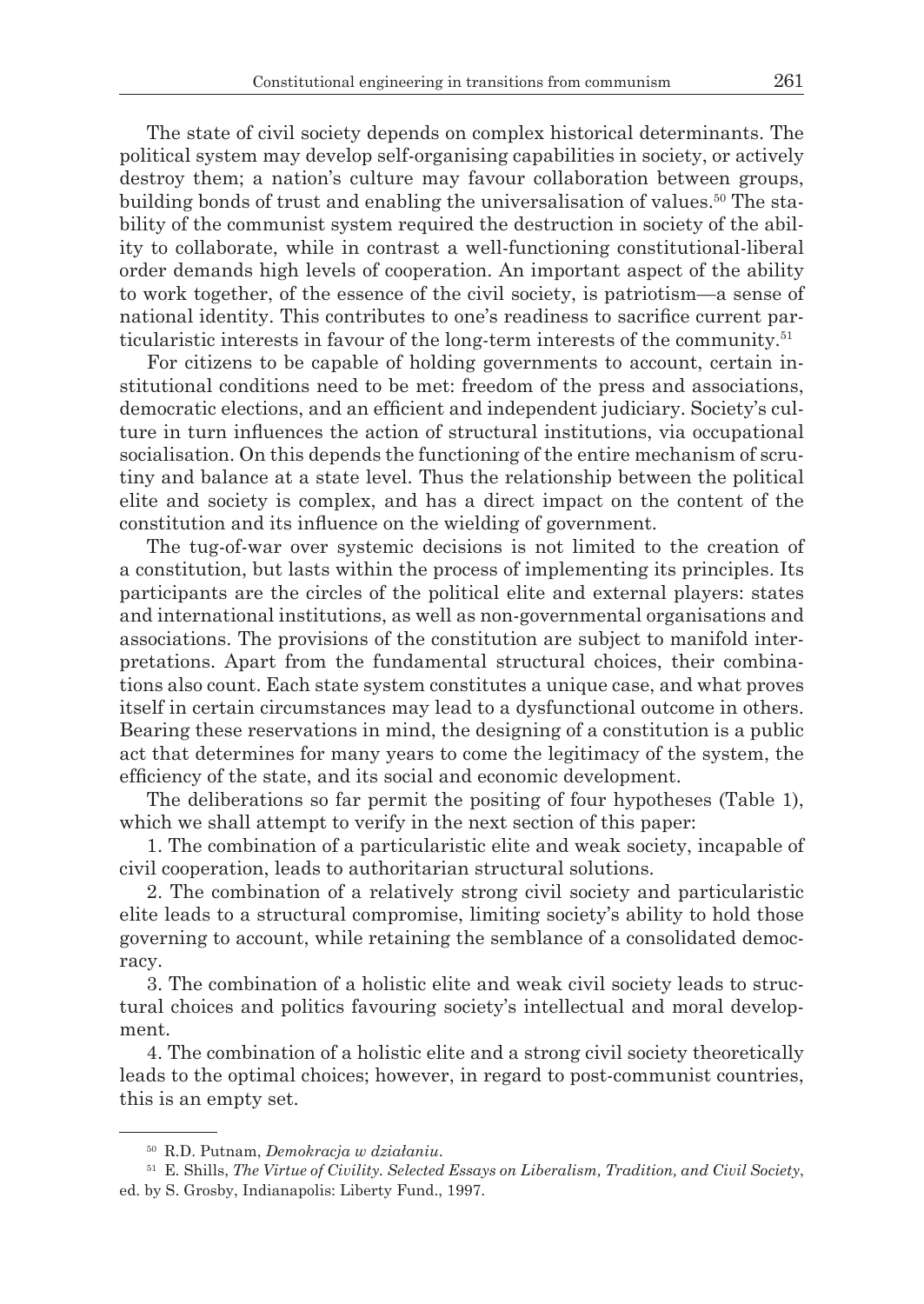The state of civil society depends on complex historical determinants. The political system may develop self-organising capabilities in society, or actively destroy them; a nation's culture may favour collaboration between groups, building bonds of trust and enabling the universalisation of values.[50] The stability of the communist system required the destruction in society of the ability to collaborate, while in contrast a well-functioning constitutional-liberal order demands high levels of cooperation. An important aspect of the ability to work together, of the essence of the civil society, is patriotism—a sense of national identity. This contributes to one's readiness to sacrifice current particularistic interests in favour of the long-term interests of the community.[51]

For citizens to be capable of holding governments to account, certain institutional conditions need to be met: freedom of the press and associations, democratic elections, and an efficient and independent judiciary. Society's culture in turn influences the action of structural institutions, via occupational socialisation. On this depends the functioning of the entire mechanism of scrutiny and balance at a state level. Thus the relationship between the political elite and society is complex, and has a direct impact on the content of the constitution and its influence on the wielding of government.

The tug-of-war over systemic decisions is not limited to the creation of a constitution, but lasts within the process of implementing its principles. Its participants are the circles of the political elite and external players: states and international institutions, as well as non-governmental organisations and associations. The provisions of the constitution are subject to manifold interpretations. Apart from the fundamental structural choices, their combinations also count. Each state system constitutes a unique case, and what proves itself in certain circumstances may lead to a dysfunctional outcome in others. Bearing these reservations in mind, the designing of a constitution is a public act that determines for many years to come the legitimacy of the system, the efficiency of the state, and its social and economic development.

The deliberations so far permit the positing of four hypotheses (Table 1), which we shall attempt to verify in the next section of this paper:

1. The combination of a particularistic elite and weak society, incapable of civil cooperation, leads to authoritarian structural solutions.

2. The combination of a relatively strong civil society and particularistic elite leads to a structural compromise, limiting society's ability to hold those governing to account, while retaining the semblance of a consolidated democracy.

3. The combination of a holistic elite and weak civil society leads to structural choices and politics favouring society's intellectual and moral development.

4. The combination of a holistic elite and a strong civil society theoretically leads to the optimal choices; however, in regard to post-communist countries, this is an empty set.

---

[50] R.D. Putnam, *Demokracja w działaniu*.

[51] E. Shills, *The Virtue of Civility. Selected Essays on Liberalism, Tradition, and Civil Society*, ed. by S. Grosby, Indianapolis: Liberty Fund., 1997.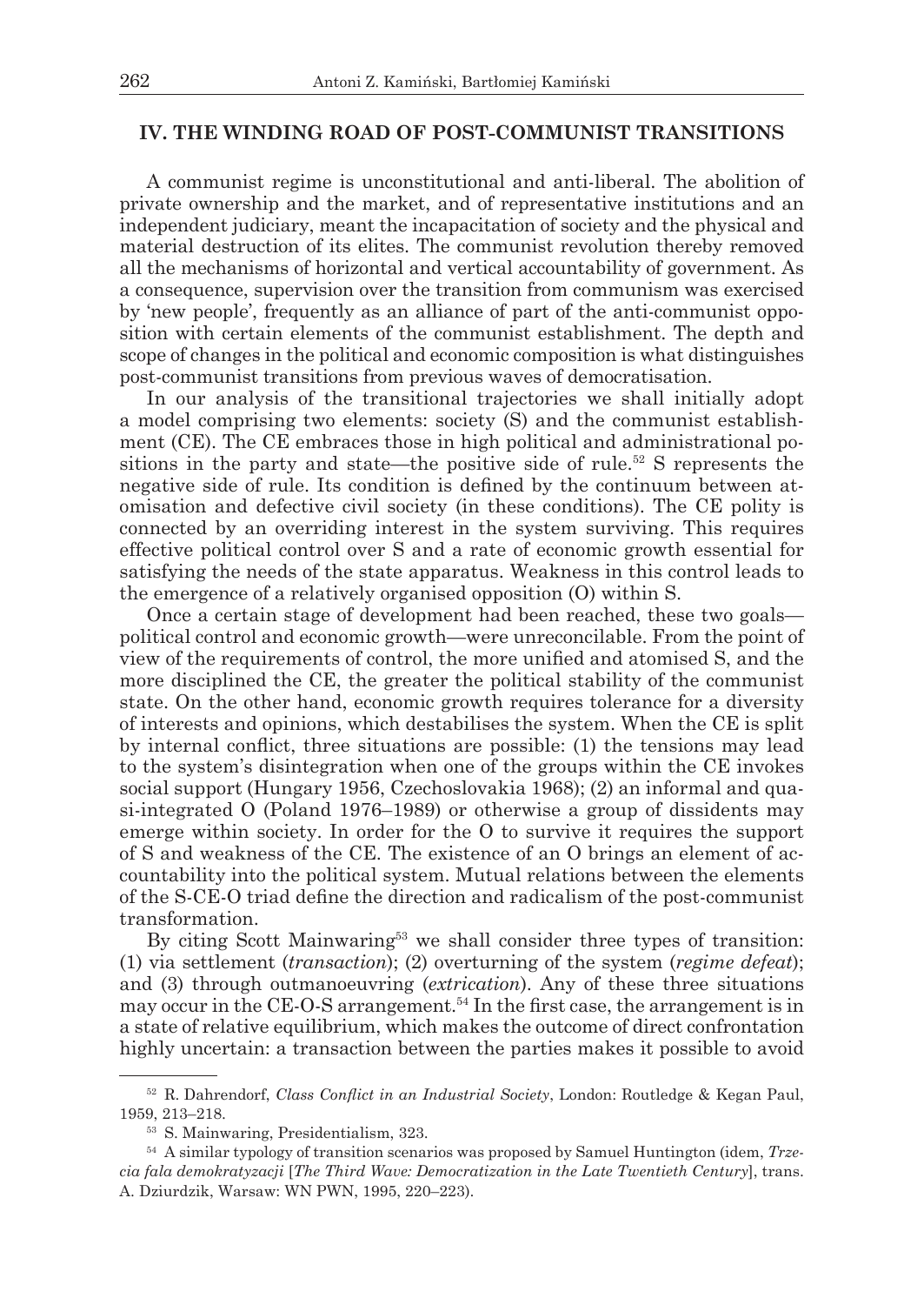## IV. THE WINDING ROAD OF POST-COMMUNIST TRANSITIONS

A communist regime is unconstitutional and anti-liberal. The abolition of private ownership and the market, and of representative institutions and an independent judiciary, meant the incapacitation of society and the physical and material destruction of its elites. The communist revolution thereby removed all the mechanisms of horizontal and vertical accountability of government. As a consequence, supervision over the transition from communism was exercised by 'new people', frequently as an alliance of part of the anti-communist opposition with certain elements of the communist establishment. The depth and scope of changes in the political and economic composition is what distinguishes post-communist transitions from previous waves of democratisation.

In our analysis of the transitional trajectories we shall initially adopt a model comprising two elements: society (S) and the communist establishment (CE). The CE embraces those in high political and administrational positions in the party and state—the positive side of rule.[52] S represents the negative side of rule. Its condition is defined by the continuum between atomisation and defective civil society (in these conditions). The CE polity is connected by an overriding interest in the system surviving. This requires effective political control over S and a rate of economic growth essential for satisfying the needs of the state apparatus. Weakness in this control leads to the emergence of a relatively organised opposition (O) within S.

Once a certain stage of development had been reached, these two goals—political control and economic growth—were unreconcilable. From the point of view of the requirements of control, the more unified and atomised S, and the more disciplined the CE, the greater the political stability of the communist state. On the other hand, economic growth requires tolerance for a diversity of interests and opinions, which destabilises the system. When the CE is split by internal conflict, three situations are possible: (1) the tensions may lead to the system's disintegration when one of the groups within the CE invokes social support (Hungary 1956, Czechoslovakia 1968); (2) an informal and quasi-integrated O (Poland 1976–1989) or otherwise a group of dissidents may emerge within society. In order for the O to survive it requires the support of S and weakness of the CE. The existence of an O brings an element of accountability into the political system. Mutual relations between the elements of the S-CE-O triad define the direction and radicalism of the post-communist transformation.

By citing Scott Mainwaring[53] we shall consider three types of transition: (1) via settlement (*transaction*); (2) overturning of the system (*regime defeat*); and (3) through outmanoeuvring (*extrication*). Any of these three situations may occur in the CE-O-S arrangement.[54] In the first case, the arrangement is in a state of relative equilibrium, which makes the outcome of direct confrontation highly uncertain: a transaction between the parties makes it possible to avoid

---

[52] R. Dahrendorf, *Class Conflict in an Industrial Society*, London: Routledge & Kegan Paul, 1959, 213–218.

[53] S. Mainwaring, Presidentialism, 323.

[54] A similar typology of transition scenarios was proposed by Samuel Huntington (idem, *Trzecia fala demokratyzacji* [*The Third Wave: Democratization in the Late Twentieth Century*], trans. A. Dziurdzik, Warsaw: WN PWN, 1995, 220–223).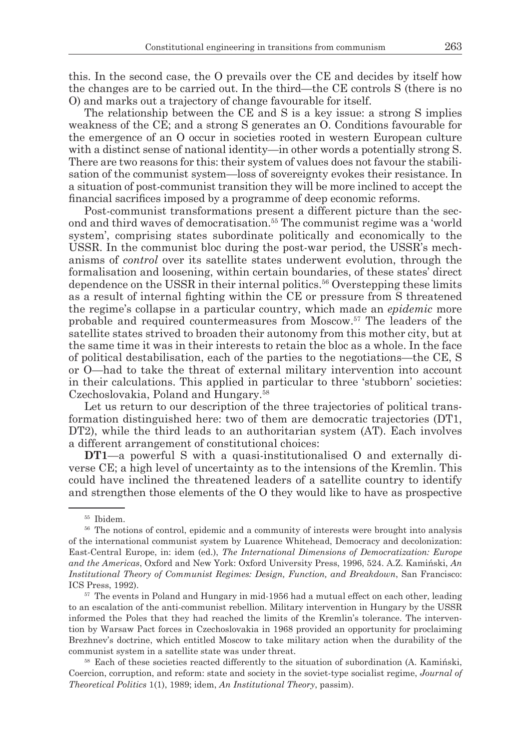this. In the second case, the O prevails over the CE and decides by itself how the changes are to be carried out. In the third—the CE controls S (there is no O) and marks out a trajectory of change favourable for itself.

The relationship between the CE and S is a key issue: a strong S implies weakness of the CE; and a strong S generates an O. Conditions favourable for the emergence of an O occur in societies rooted in western European culture with a distinct sense of national identity—in other words a potentially strong S. There are two reasons for this: their system of values does not favour the stabilisation of the communist system—loss of sovereignty evokes their resistance. In a situation of post-communist transition they will be more inclined to accept the financial sacrifices imposed by a programme of deep economic reforms.

Post-communist transformations present a different picture than the second and third waves of democratisation.[55] The communist regime was a 'world system', comprising states subordinate politically and economically to the USSR. In the communist bloc during the post-war period, the USSR's mechanisms of *control* over its satellite states underwent evolution, through the formalisation and loosening, within certain boundaries, of these states' direct dependence on the USSR in their internal politics.[56] Overstepping these limits as a result of internal fighting within the CE or pressure from S threatened the regime's collapse in a particular country, which made an *epidemic* more probable and required countermeasures from Moscow.[57] The leaders of the satellite states strived to broaden their autonomy from this mother city, but at the same time it was in their interests to retain the bloc as a whole. In the face of political destabilisation, each of the parties to the negotiations—the CE, S or O—had to take the threat of external military intervention into account in their calculations. This applied in particular to three 'stubborn' societies: Czechoslovakia, Poland and Hungary.[58]

Let us return to our description of the three trajectories of political transformation distinguished here: two of them are democratic trajectories (DT1, DT2), while the third leads to an authoritarian system (AT). Each involves a different arrangement of constitutional choices:

**DT1**—a powerful S with a quasi-institutionalised O and externally diverse CE; a high level of uncertainty as to the intensions of the Kremlin. This could have inclined the threatened leaders of a satellite country to identify and strengthen those elements of the O they would like to have as prospective

---

[55] Ibidem.

[56] The notions of control, epidemic and a community of interests were brought into analysis of the international communist system by Luarence Whitehead, Democracy and decolonization: East-Central Europe, in: idem (ed.), *The International Dimensions of Democratization: Europe and the Americas*, Oxford and New York: Oxford University Press, 1996, 524. A.Z. Kamiński, *An Institutional Theory of Communist Regimes: Design, Function, and Breakdown*, San Francisco: ICS Press, 1992).

[57] The events in Poland and Hungary in mid-1956 had a mutual effect on each other, leading to an escalation of the anti-communist rebellion. Military intervention in Hungary by the USSR informed the Poles that they had reached the limits of the Kremlin's tolerance. The intervention by Warsaw Pact forces in Czechoslovakia in 1968 provided an opportunity for proclaiming Brezhnev's doctrine, which entitled Moscow to take military action when the durability of the communist system in a satellite state was under threat.

[58] Each of these societies reacted differently to the situation of subordination (A. Kamiński, Coercion, corruption, and reform: state and society in the soviet-type socialist regime, *Journal of Theoretical Politics* 1(1), 1989; idem, *An Institutional Theory*, passim).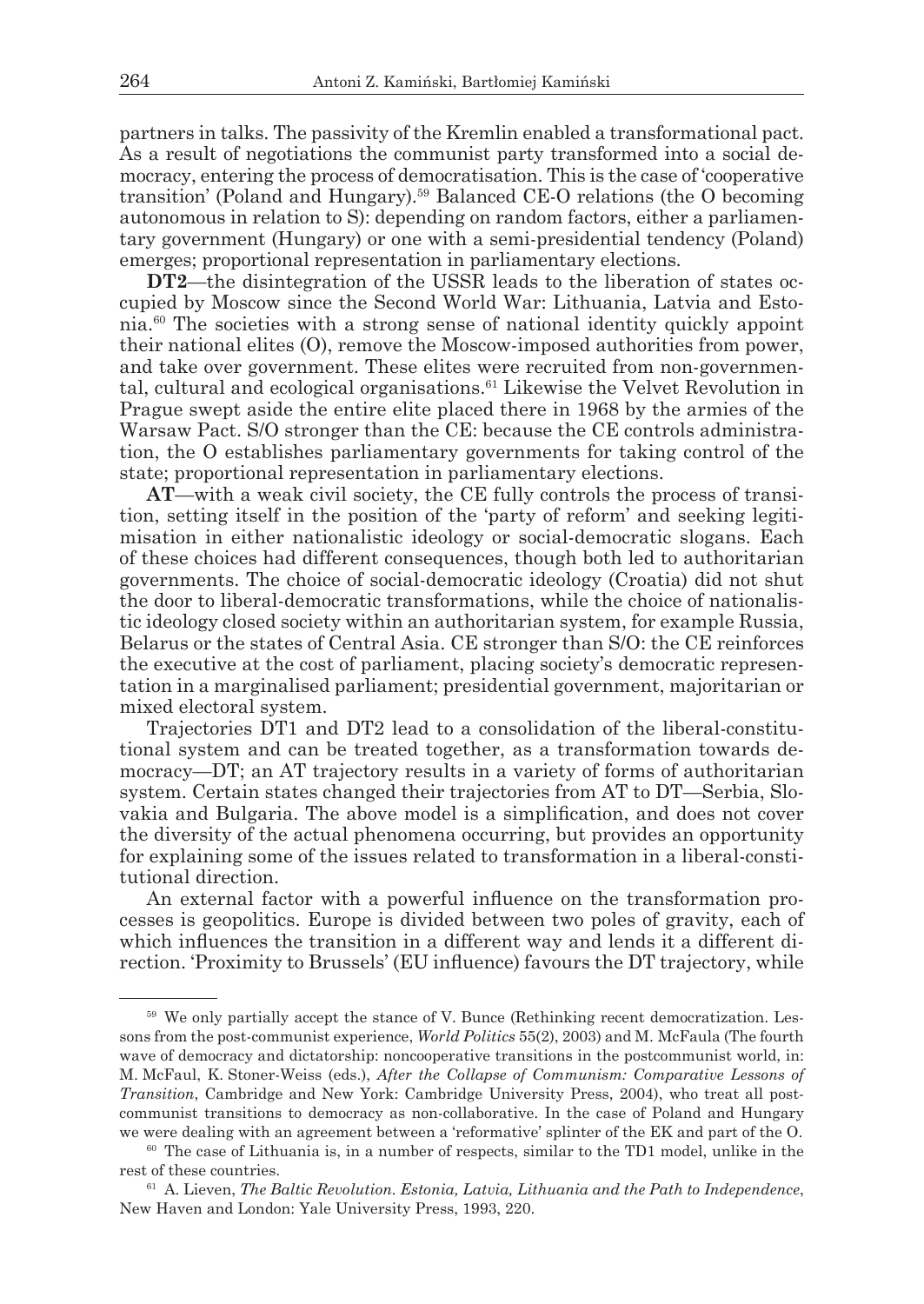partners in talks. The passivity of the Kremlin enabled a transformational pact. As a result of negotiations the communist party transformed into a social democracy, entering the process of democratisation. This is the case of 'cooperative transition' (Poland and Hungary).[59] Balanced CE-O relations (the O becoming autonomous in relation to S): depending on random factors, either a parliamentary government (Hungary) or one with a semi-presidential tendency (Poland) emerges; proportional representation in parliamentary elections.

**DT2**—the disintegration of the USSR leads to the liberation of states occupied by Moscow since the Second World War: Lithuania, Latvia and Estonia.[60] The societies with a strong sense of national identity quickly appoint their national elites (O), remove the Moscow-imposed authorities from power, and take over government. These elites were recruited from non-governmental, cultural and ecological organisations.[61] Likewise the Velvet Revolution in Prague swept aside the entire elite placed there in 1968 by the armies of the Warsaw Pact. S/O stronger than the CE: because the CE controls administration, the O establishes parliamentary governments for taking control of the state; proportional representation in parliamentary elections.

**AT**—with a weak civil society, the CE fully controls the process of transition, setting itself in the position of the 'party of reform' and seeking legitimisation in either nationalistic ideology or social-democratic slogans. Each of these choices had different consequences, though both led to authoritarian governments. The choice of social-democratic ideology (Croatia) did not shut the door to liberal-democratic transformations, while the choice of nationalistic ideology closed society within an authoritarian system, for example Russia, Belarus or the states of Central Asia. CE stronger than S/O: the CE reinforces the executive at the cost of parliament, placing society's democratic representation in a marginalised parliament; presidential government, majoritarian or mixed electoral system.

Trajectories DT1 and DT2 lead to a consolidation of the liberal-constitutional system and can be treated together, as a transformation towards democracy—DT; an AT trajectory results in a variety of forms of authoritarian system. Certain states changed their trajectories from AT to DT—Serbia, Slovakia and Bulgaria. The above model is a simplification, and does not cover the diversity of the actual phenomena occurring, but provides an opportunity for explaining some of the issues related to transformation in a liberal-constitutional direction.

An external factor with a powerful influence on the transformation processes is geopolitics. Europe is divided between two poles of gravity, each of which influences the transition in a different way and lends it a different direction. 'Proximity to Brussels' (EU influence) favours the DT trajectory, while

---

[59] We only partially accept the stance of V. Bunce (Rethinking recent democratization. Lessons from the post-communist experience, *World Politics* 55(2), 2003) and M. McFaula (The fourth wave of democracy and dictatorship: noncooperative transitions in the postcommunist world, in: M. McFaul, K. Stoner-Weiss (eds.), *After the Collapse of Communism: Comparative Lessons of Transition*, Cambridge and New York: Cambridge University Press, 2004), who treat all post-communist transitions to democracy as non-collaborative. In the case of Poland and Hungary we were dealing with an agreement between a 'reformative' splinter of the EK and part of the O.

[60] The case of Lithuania is, in a number of respects, similar to the TD1 model, unlike in the rest of these countries.

[61] A. Lieven, *The Baltic Revolution. Estonia, Latvia, Lithuania and the Path to Independence*, New Haven and London: Yale University Press, 1993, 220.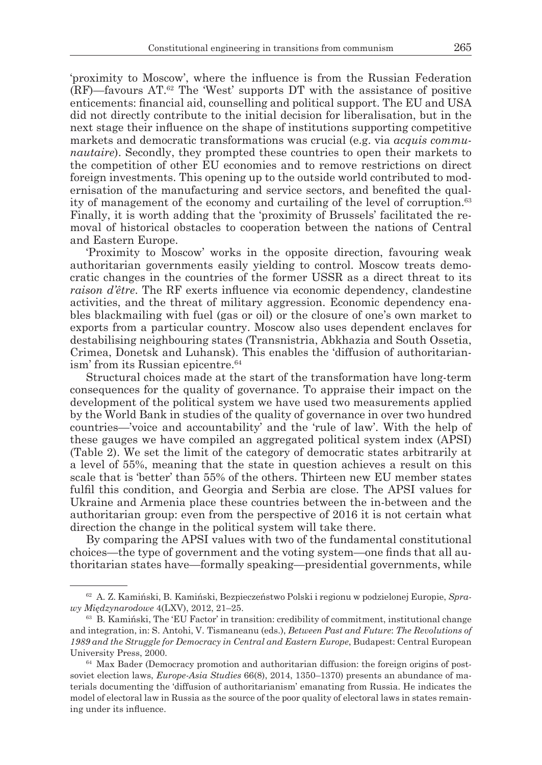'proximity to Moscow', where the influence is from the Russian Federation (RF)—favours AT.[62] The 'West' supports DT with the assistance of positive enticements: financial aid, counselling and political support. The EU and USA did not directly contribute to the initial decision for liberalisation, but in the next stage their influence on the shape of institutions supporting competitive markets and democratic transformations was crucial (e.g. via *acquis communautaire*). Secondly, they prompted these countries to open their markets to the competition of other EU economies and to remove restrictions on direct foreign investments. This opening up to the outside world contributed to modernisation of the manufacturing and service sectors, and benefited the quality of management of the economy and curtailing of the level of corruption.[63] Finally, it is worth adding that the 'proximity of Brussels' facilitated the removal of historical obstacles to cooperation between the nations of Central and Eastern Europe.

'Proximity to Moscow' works in the opposite direction, favouring weak authoritarian governments easily yielding to control. Moscow treats democratic changes in the countries of the former USSR as a direct threat to its *raison d'être*. The RF exerts influence via economic dependency, clandestine activities, and the threat of military aggression. Economic dependency enables blackmailing with fuel (gas or oil) or the closure of one's own market to exports from a particular country. Moscow also uses dependent enclaves for destabilising neighbouring states (Transnistria, Abkhazia and South Ossetia, Crimea, Donetsk and Luhansk). This enables the 'diffusion of authoritarianism' from its Russian epicentre.[64]

Structural choices made at the start of the transformation have long-term consequences for the quality of governance. To appraise their impact on the development of the political system we have used two measurements applied by the World Bank in studies of the quality of governance in over two hundred countries—'voice and accountability' and the 'rule of law'. With the help of these gauges we have compiled an aggregated political system index (APSI) (Table 2). We set the limit of the category of democratic states arbitrarily at a level of 55%, meaning that the state in question achieves a result on this scale that is 'better' than 55% of the others. Thirteen new EU member states fulfil this condition, and Georgia and Serbia are close. The APSI values for Ukraine and Armenia place these countries between the in-between and the authoritarian group: even from the perspective of 2016 it is not certain what direction the change in the political system will take there.

By comparing the APSI values with two of the fundamental constitutional choices—the type of government and the voting system—one finds that all authoritarian states have—formally speaking—presidential governments, while

---

[62] A. Z. Kamiński, B. Kamiński, Bezpieczeństwo Polski i regionu w podzielonej Europie, *Sprawy Międzynarodowe* 4(LXV), 2012, 21–25.

[63] B. Kamiński, The 'EU Factor' in transition: credibility of commitment, institutional change and integration, in: S. Antohi, V. Tismaneanu (eds.), *Between Past and Future*: *The Revolutions of 1989 and the Struggle for Democracy in Central and Eastern Europe*, Budapest: Central European University Press, 2000.

[64] Max Bader (Democracy promotion and authoritarian diffusion: the foreign origins of post-soviet election laws, *Europe-Asia Studies* 66(8), 2014, 1350–1370) presents an abundance of materials documenting the 'diffusion of authoritarianism' emanating from Russia. He indicates the model of electoral law in Russia as the source of the poor quality of electoral laws in states remaining under its influence.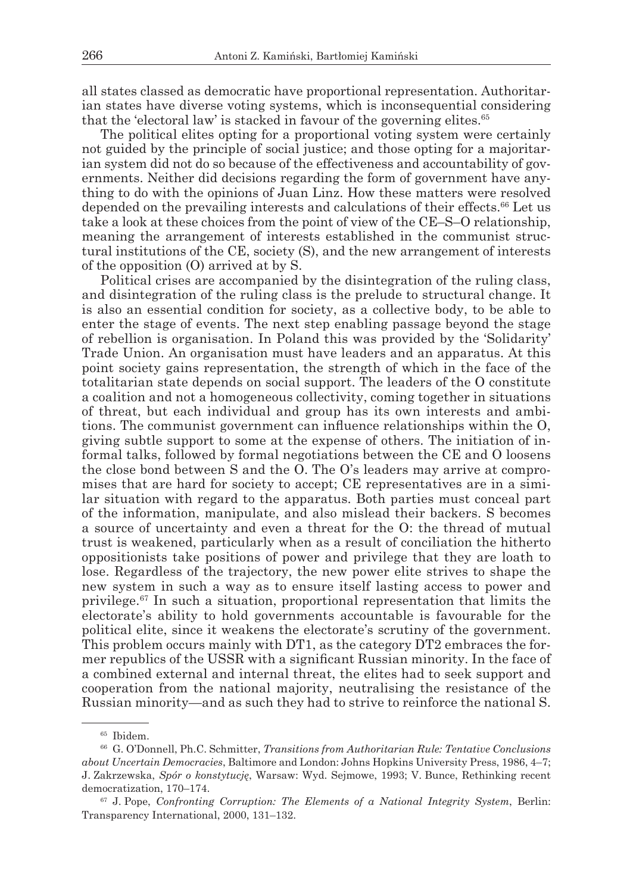all states classed as democratic have proportional representation. Authoritarian states have diverse voting systems, which is inconsequential considering that the 'electoral law' is stacked in favour of the governing elites.[65]

The political elites opting for a proportional voting system were certainly not guided by the principle of social justice; and those opting for a majoritarian system did not do so because of the effectiveness and accountability of governments. Neither did decisions regarding the form of government have anything to do with the opinions of Juan Linz. How these matters were resolved depended on the prevailing interests and calculations of their effects.[66] Let us take a look at these choices from the point of view of the CE–S–O relationship, meaning the arrangement of interests established in the communist structural institutions of the CE, society (S), and the new arrangement of interests of the opposition (O) arrived at by S.

Political crises are accompanied by the disintegration of the ruling class, and disintegration of the ruling class is the prelude to structural change. It is also an essential condition for society, as a collective body, to be able to enter the stage of events. The next step enabling passage beyond the stage of rebellion is organisation. In Poland this was provided by the 'Solidarity' Trade Union. An organisation must have leaders and an apparatus. At this point society gains representation, the strength of which in the face of the totalitarian state depends on social support. The leaders of the O constitute a coalition and not a homogeneous collectivity, coming together in situations of threat, but each individual and group has its own interests and ambitions. The communist government can influence relationships within the O, giving subtle support to some at the expense of others. The initiation of informal talks, followed by formal negotiations between the CE and O loosens the close bond between S and the O. The O's leaders may arrive at compromises that are hard for society to accept; CE representatives are in a similar situation with regard to the apparatus. Both parties must conceal part of the information, manipulate, and also mislead their backers. S becomes a source of uncertainty and even a threat for the O: the thread of mutual trust is weakened, particularly when as a result of conciliation the hitherto oppositionists take positions of power and privilege that they are loath to lose. Regardless of the trajectory, the new power elite strives to shape the new system in such a way as to ensure itself lasting access to power and privilege.[67] In such a situation, proportional representation that limits the electorate's ability to hold governments accountable is favourable for the political elite, since it weakens the electorate's scrutiny of the government. This problem occurs mainly with DT1, as the category DT2 embraces the former republics of the USSR with a significant Russian minority. In the face of a combined external and internal threat, the elites had to seek support and cooperation from the national majority, neutralising the resistance of the Russian minority—and as such they had to strive to reinforce the national S.

---

[65] Ibidem.

[66] G. O'Donnell, Ph.C. Schmitter, *Transitions from Authoritarian Rule: Tentative Conclusions about Uncertain Democracies*, Baltimore and London: Johns Hopkins University Press, 1986, 4–7; J. Zakrzewska, *Spór o konstytucję*, Warsaw: Wyd. Sejmowe, 1993; V. Bunce, Rethinking recent democratization, 170–174.

[67] J. Pope, *Confronting Corruption: The Elements of a National Integrity System*, Berlin: Transparency International, 2000, 131–132.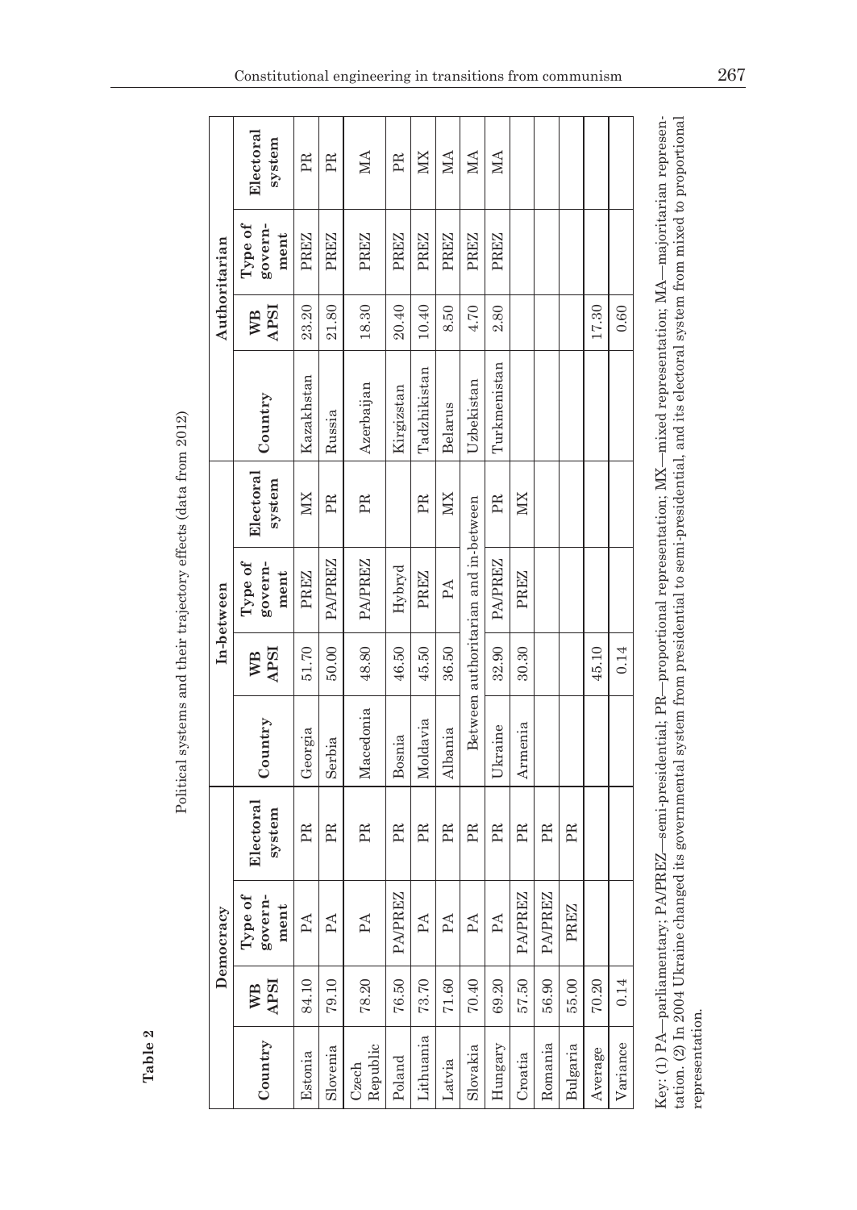**Table 2**

Political systems and their trajectory effects (data from 2012)

| Democracy | | | | In-between | | | | Authoritarian | | | |
|---|---|---|---|---|---|---|---|---|---|---|---|
| Country | WB APSI | Type of govern-ment | Electoral system | Country | WB APSI | Type of govern-ment | Electoral system | Country | WB APSI | Type of govern-ment | Electoral system |
| Estonia | 84.10 | PA | PR | Georgia | 51.70 | PREZ | MX | Kazakhstan | 23.20 | PREZ | PR |
| Slovenia | 79.10 | PA | PR | Serbia | 50.00 | PA/PREZ | PR | Russia | 21.80 | PREZ | PR |
| Czech Republic | 78.20 | PA | PR | Macedonia | 48.80 | PA/PREZ | PR | Azerbaijan | 18.30 | PREZ | MA |
| Poland | 76.50 | PA/PREZ | PR | Bosnia | 46.50 | Hybryd | | Kirgizstan | 20.40 | PREZ | PR |
| Lithuania | 73.70 | PA | PR | Moldavia | 45.50 | PREZ | PR | Tadzhikistan | 10.40 | PREZ | MX |
| Latvia | 71.60 | PA | PR | Albania | 36.50 | PA | MX | Belarus | 8.50 | PREZ | MA |
| Slovakia | 70.40 | PA | PR | Between authoritarian and in-between | | | | Uzbekistan | 4.70 | PREZ | MA |
| Hungary | 69.20 | PA | PR | Ukraine | 32.90 | PA/PREZ | PR | Turkmenistan | 2.80 | PREZ | MA |
| Croatia | 57.50 | PA/PREZ | PR | Armenia | 30.30 | PREZ | MX | | | | |
| Romania | 56.90 | PA/PREZ | PR | | | | | | | | |
| Bulgaria | 55.00 | PREZ | PR | | | | | | | | |
| Average | 70.20 | | | | 45.10 | | | | 17.30 | | |
| Variance | 0.14 | | | | 0.14 | | | | 0.60 | | |

Key: (1) PA—parliamentary; PA/PREZ—semi-presidential; PR—proportional representation; MX—mixed representation; MA—majoritarian representation. (2) In 2004 Ukraine changed its governmental system from presidential to semi-presidential, and its electoral system from mixed to proportional representation.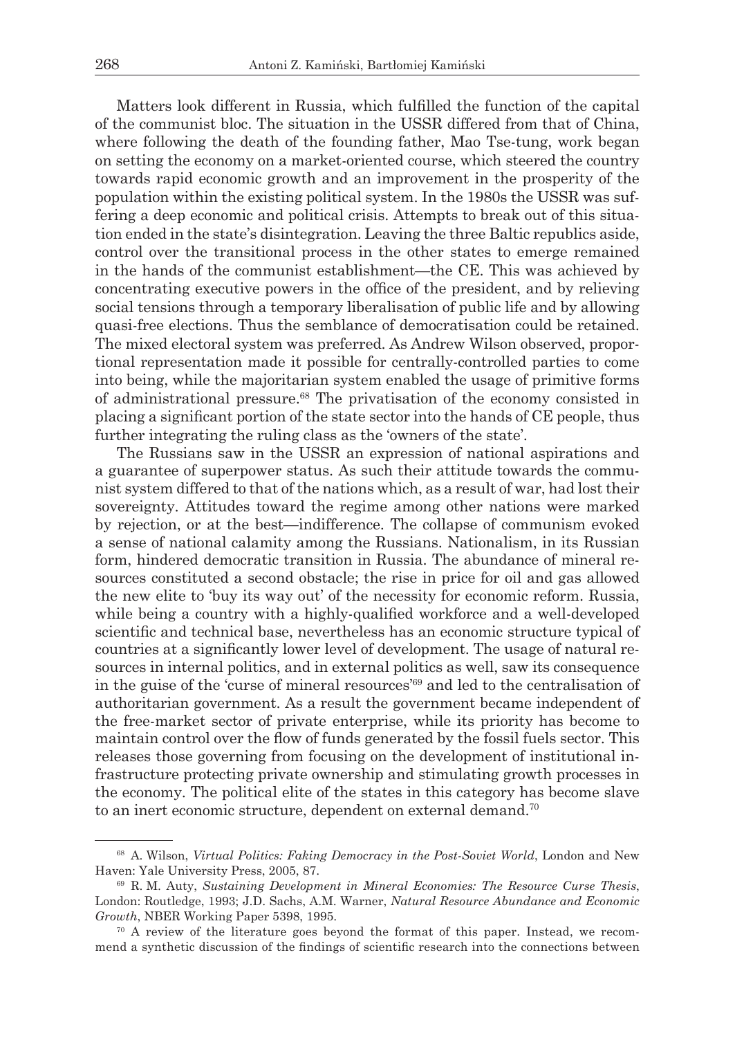Matters look different in Russia, which fulfilled the function of the capital of the communist bloc. The situation in the USSR differed from that of China, where following the death of the founding father, Mao Tse-tung, work began on setting the economy on a market-oriented course, which steered the country towards rapid economic growth and an improvement in the prosperity of the population within the existing political system. In the 1980s the USSR was suffering a deep economic and political crisis. Attempts to break out of this situation ended in the state's disintegration. Leaving the three Baltic republics aside, control over the transitional process in the other states to emerge remained in the hands of the communist establishment—the CE. This was achieved by concentrating executive powers in the office of the president, and by relieving social tensions through a temporary liberalisation of public life and by allowing quasi-free elections. Thus the semblance of democratisation could be retained. The mixed electoral system was preferred. As Andrew Wilson observed, proportional representation made it possible for centrally-controlled parties to come into being, while the majoritarian system enabled the usage of primitive forms of administrational pressure.[68] The privatisation of the economy consisted in placing a significant portion of the state sector into the hands of CE people, thus further integrating the ruling class as the 'owners of the state'.

The Russians saw in the USSR an expression of national aspirations and a guarantee of superpower status. As such their attitude towards the communist system differed to that of the nations which, as a result of war, had lost their sovereignty. Attitudes toward the regime among other nations were marked by rejection, or at the best—indifference. The collapse of communism evoked a sense of national calamity among the Russians. Nationalism, in its Russian form, hindered democratic transition in Russia. The abundance of mineral resources constituted a second obstacle; the rise in price for oil and gas allowed the new elite to 'buy its way out' of the necessity for economic reform. Russia, while being a country with a highly-qualified workforce and a well-developed scientific and technical base, nevertheless has an economic structure typical of countries at a significantly lower level of development. The usage of natural resources in internal politics, and in external politics as well, saw its consequence in the guise of the 'curse of mineral resources'[69] and led to the centralisation of authoritarian government. As a result the government became independent of the free-market sector of private enterprise, while its priority has become to maintain control over the flow of funds generated by the fossil fuels sector. This releases those governing from focusing on the development of institutional infrastructure protecting private ownership and stimulating growth processes in the economy. The political elite of the states in this category has become slave to an inert economic structure, dependent on external demand.[70]

---

[68] A. Wilson, *Virtual Politics: Faking Democracy in the Post-Soviet World*, London and New Haven: Yale University Press, 2005, 87.

[69] R. M. Auty, *Sustaining Development in Mineral Economies: The Resource Curse Thesis*, London: Routledge, 1993; J.D. Sachs, A.M. Warner, *Natural Resource Abundance and Economic Growth*, NBER Working Paper 5398, 1995.

[70] A review of the literature goes beyond the format of this paper. Instead, we recommend a synthetic discussion of the findings of scientific research into the connections between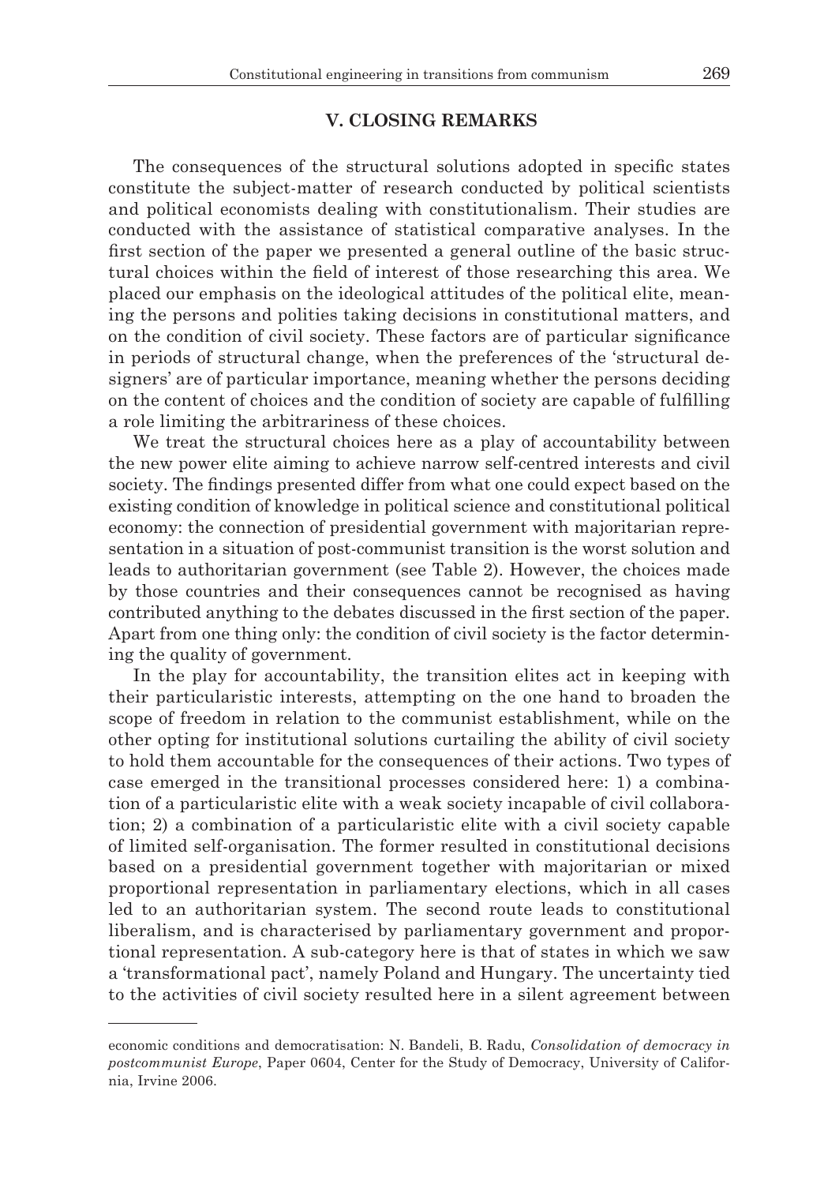## V. CLOSING REMARKS

The consequences of the structural solutions adopted in specific states constitute the subject-matter of research conducted by political scientists and political economists dealing with constitutionalism. Their studies are conducted with the assistance of statistical comparative analyses. In the first section of the paper we presented a general outline of the basic structural choices within the field of interest of those researching this area. We placed our emphasis on the ideological attitudes of the political elite, meaning the persons and polities taking decisions in constitutional matters, and on the condition of civil society. These factors are of particular significance in periods of structural change, when the preferences of the 'structural designers' are of particular importance, meaning whether the persons deciding on the content of choices and the condition of society are capable of fulfilling a role limiting the arbitrariness of these choices.

We treat the structural choices here as a play of accountability between the new power elite aiming to achieve narrow self-centred interests and civil society. The findings presented differ from what one could expect based on the existing condition of knowledge in political science and constitutional political economy: the connection of presidential government with majoritarian representation in a situation of post-communist transition is the worst solution and leads to authoritarian government (see Table 2). However, the choices made by those countries and their consequences cannot be recognised as having contributed anything to the debates discussed in the first section of the paper. Apart from one thing only: the condition of civil society is the factor determining the quality of government.

In the play for accountability, the transition elites act in keeping with their particularistic interests, attempting on the one hand to broaden the scope of freedom in relation to the communist establishment, while on the other opting for institutional solutions curtailing the ability of civil society to hold them accountable for the consequences of their actions. Two types of case emerged in the transitional processes considered here: 1) a combination of a particularistic elite with a weak society incapable of civil collaboration; 2) a combination of a particularistic elite with a civil society capable of limited self-organisation. The former resulted in constitutional decisions based on a presidential government together with majoritarian or mixed proportional representation in parliamentary elections, which in all cases led to an authoritarian system. The second route leads to constitutional liberalism, and is characterised by parliamentary government and proportional representation. A sub-category here is that of states in which we saw a 'transformational pact', namely Poland and Hungary. The uncertainty tied to the activities of civil society resulted here in a silent agreement between

---

economic conditions and democratisation: N. Bandeli, B. Radu, *Consolidation of democracy in postcommunist Europe*, Paper 0604, Center for the Study of Democracy, University of California, Irvine 2006.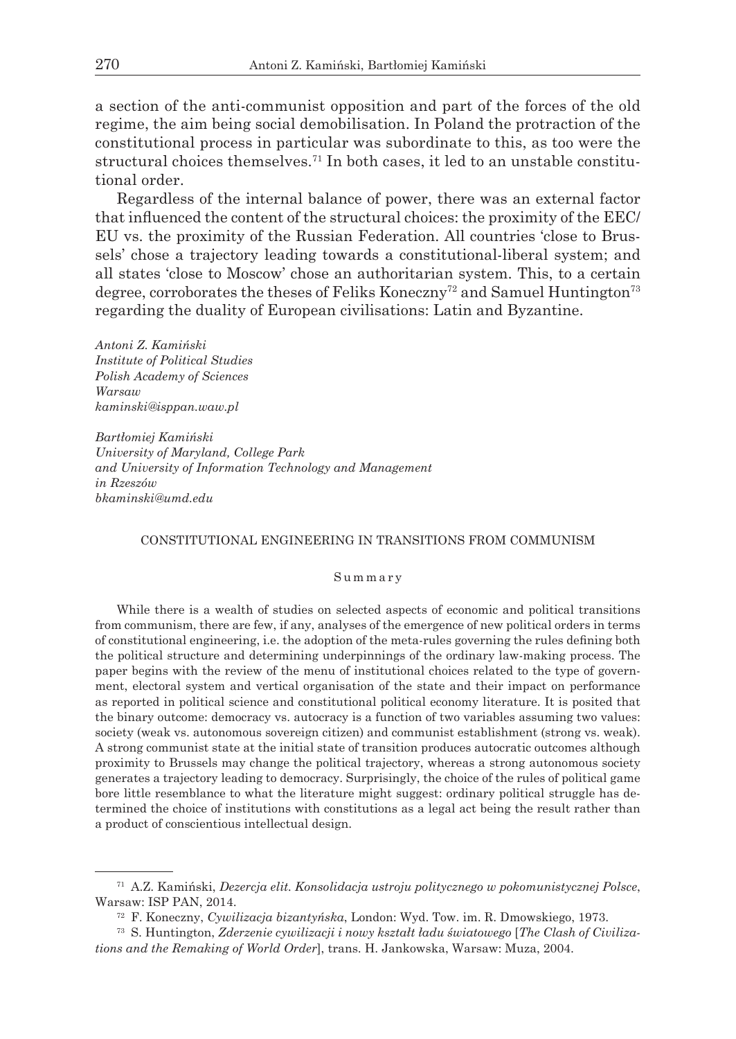a section of the anti-communist opposition and part of the forces of the old regime, the aim being social demobilisation. In Poland the protraction of the constitutional process in particular was subordinate to this, as too were the structural choices themselves.[71] In both cases, it led to an unstable constitutional order.

Regardless of the internal balance of power, there was an external factor that influenced the content of the structural choices: the proximity of the EEC/EU vs. the proximity of the Russian Federation. All countries 'close to Brussels' chose a trajectory leading towards a constitutional-liberal system; and all states 'close to Moscow' chose an authoritarian system. This, to a certain degree, corroborates the theses of Feliks Koneczny[72] and Samuel Huntington[73] regarding the duality of European civilisations: Latin and Byzantine.

*Antoni Z. Kamiński*
*Institute of Political Studies*
*Polish Academy of Sciences*
*Warsaw*
*kaminski@isppan.waw.pl*

*Bartłomiej Kamiński*
*University of Maryland, College Park*
*and University of Information Technology and Management*
*in Rzeszów*
*bkaminski@umd.edu*

## CONSTITUTIONAL ENGINEERING IN TRANSITIONS FROM COMMUNISM

### Summary

While there is a wealth of studies on selected aspects of economic and political transitions from communism, there are few, if any, analyses of the emergence of new political orders in terms of constitutional engineering, i.e. the adoption of the meta-rules governing the rules defining both the political structure and determining underpinnings of the ordinary law-making process. The paper begins with the review of the menu of institutional choices related to the type of government, electoral system and vertical organisation of the state and their impact on performance as reported in political science and constitutional political economy literature. It is posited that the binary outcome: democracy vs. autocracy is a function of two variables assuming two values: society (weak vs. autonomous sovereign citizen) and communist establishment (strong vs. weak). A strong communist state at the initial state of transition produces autocratic outcomes although proximity to Brussels may change the political trajectory, whereas a strong autonomous society generates a trajectory leading to democracy. Surprisingly, the choice of the rules of political game bore little resemblance to what the literature might suggest: ordinary political struggle has determined the choice of institutions with constitutions as a legal act being the result rather than a product of conscientious intellectual design.

---

[71] A.Z. Kamiński, *Dezercja elit. Konsolidacja ustroju politycznego w pokomunistycznej Polsce*, Warsaw: ISP PAN, 2014.

[72] F. Koneczny, *Cywilizacja bizantyńska*, London: Wyd. Tow. im. R. Dmowskiego, 1973.

[73] S. Huntington, *Zderzenie cywilizacji i nowy kształt ładu światowego* [*The Clash of Civilizations and the Remaking of World Order*], trans. H. Jankowska, Warsaw: Muza, 2004.